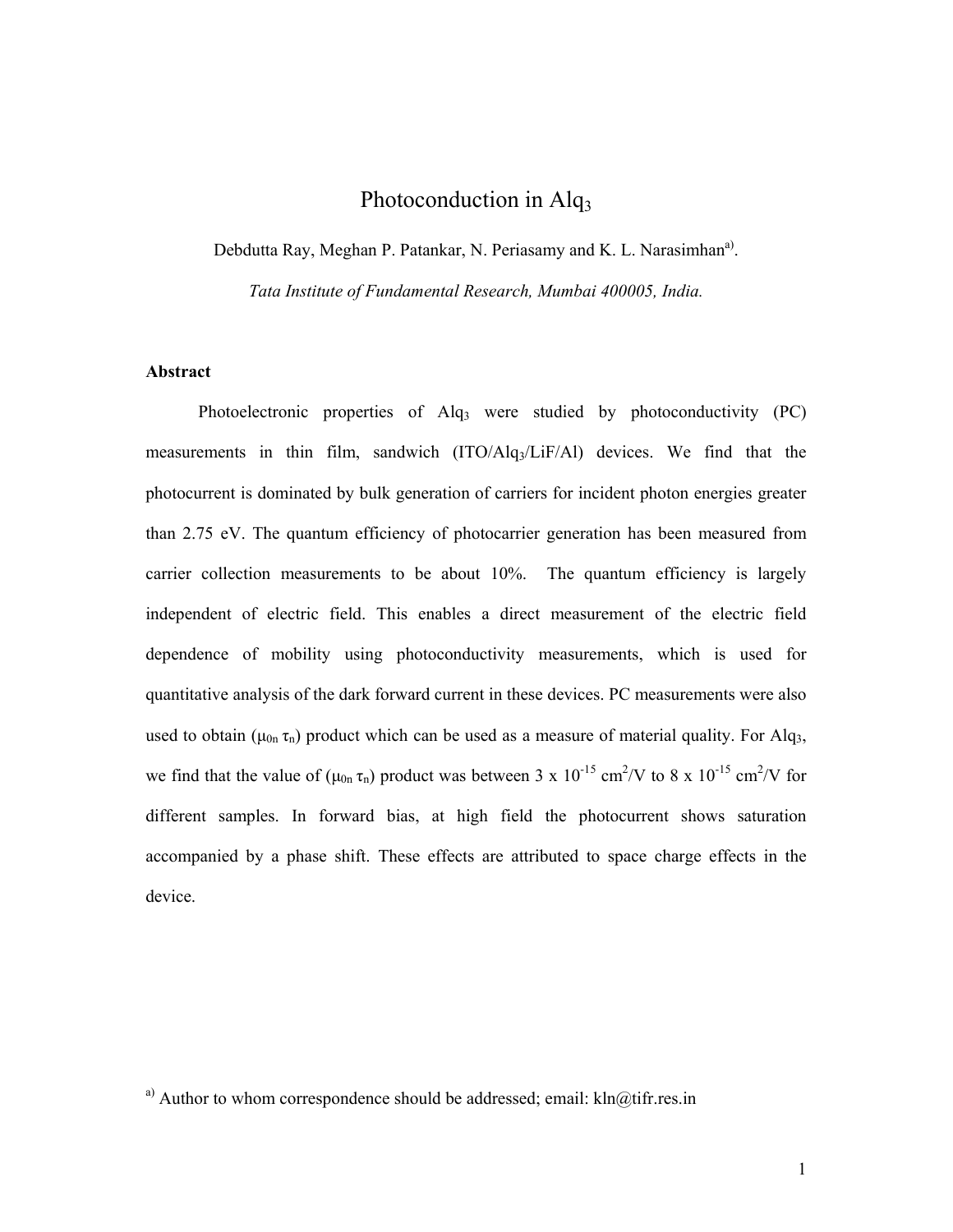# Photoconduction in $Alq_3$

Debdutta Ray, Meghan P. Patankar, N. Periasamy and K. L. Narasimhan[a)].

*Tata Institute of Fundamental Research, Mumbai 400005, India.*

## Abstract

Photoelectronic properties of $Alq_3$ were studied by photoconductivity (PC) measurements in thin film, sandwich (ITO/$Alq_3$/LiF/Al) devices. We find that the photocurrent is dominated by bulk generation of carriers for incident photon energies greater than 2.75 eV. The quantum efficiency of photocarrier generation has been measured from carrier collection measurements to be about 10%. The quantum efficiency is largely independent of electric field. This enables a direct measurement of the electric field dependence of mobility using photoconductivity measurements, which is used for quantitative analysis of the dark forward current in these devices. PC measurements were also used to obtain ($\mu_{0n}$ $\tau_n$) product which can be used as a measure of material quality. For $Alq_3$, we find that the value of ($\mu_{0n}$ $\tau_n$) product was between 3 x $10^{-15}$ $cm^2/V$ to 8 x $10^{-15}$ $cm^2/V$ for different samples. In forward bias, at high field the photocurrent shows saturation accompanied by a phase shift. These effects are attributed to space charge effects in the device.

[a)] Author to whom correspondence should be addressed; email: kln@tifr.res.in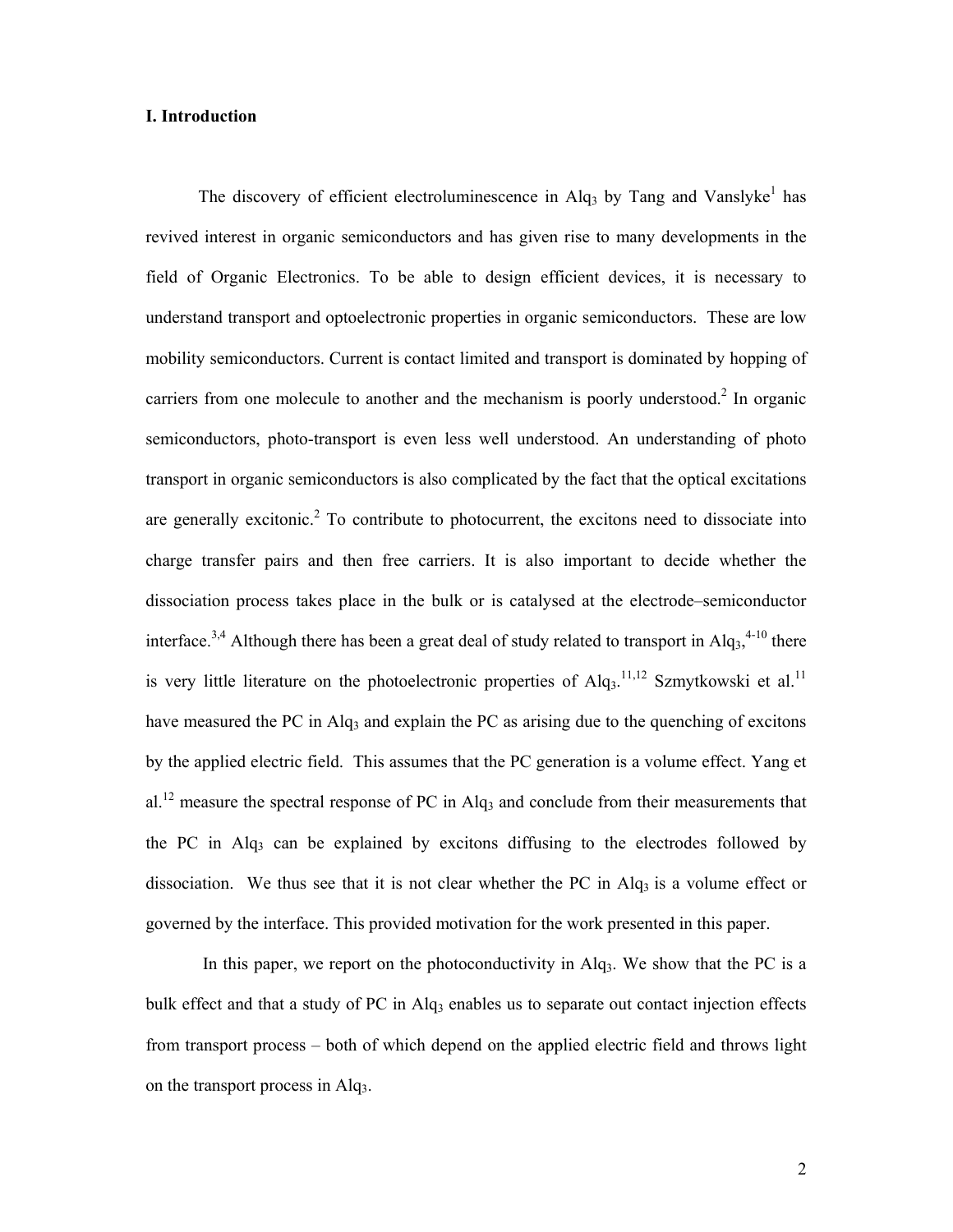### I. Introduction

The discovery of efficient electroluminescence in $Alq_3$ by Tang and Vanslyke[1] has revived interest in organic semiconductors and has given rise to many developments in the field of Organic Electronics. To be able to design efficient devices, it is necessary to understand transport and optoelectronic properties in organic semiconductors. These are low mobility semiconductors. Current is contact limited and transport is dominated by hopping of carriers from one molecule to another and the mechanism is poorly understood.[2] In organic semiconductors, photo-transport is even less well understood. An understanding of photo transport in organic semiconductors is also complicated by the fact that the optical excitations are generally excitonic.[2] To contribute to photocurrent, the excitons need to dissociate into charge transfer pairs and then free carriers. It is also important to decide whether the dissociation process takes place in the bulk or is catalysed at the electrode–semiconductor interface.[3,4] Although there has been a great deal of study related to transport in $Alq_3$,[4-10] there is very little literature on the photoelectronic properties of $Alq_3$.[11,12] Szmytkowski et al.[11] have measured the PC in $Alq_3$ and explain the PC as arising due to the quenching of excitons by the applied electric field. This assumes that the PC generation is a volume effect. Yang et al.[12] measure the spectral response of PC in $Alq_3$ and conclude from their measurements that the PC in $Alq_3$ can be explained by excitons diffusing to the electrodes followed by dissociation. We thus see that it is not clear whether the PC in $Alq_3$ is a volume effect or governed by the interface. This provided motivation for the work presented in this paper.

In this paper, we report on the photoconductivity in $Alq_3$. We show that the PC is a bulk effect and that a study of PC in $Alq_3$ enables us to separate out contact injection effects from transport process – both of which depend on the applied electric field and throws light on the transport process in $Alq_3$.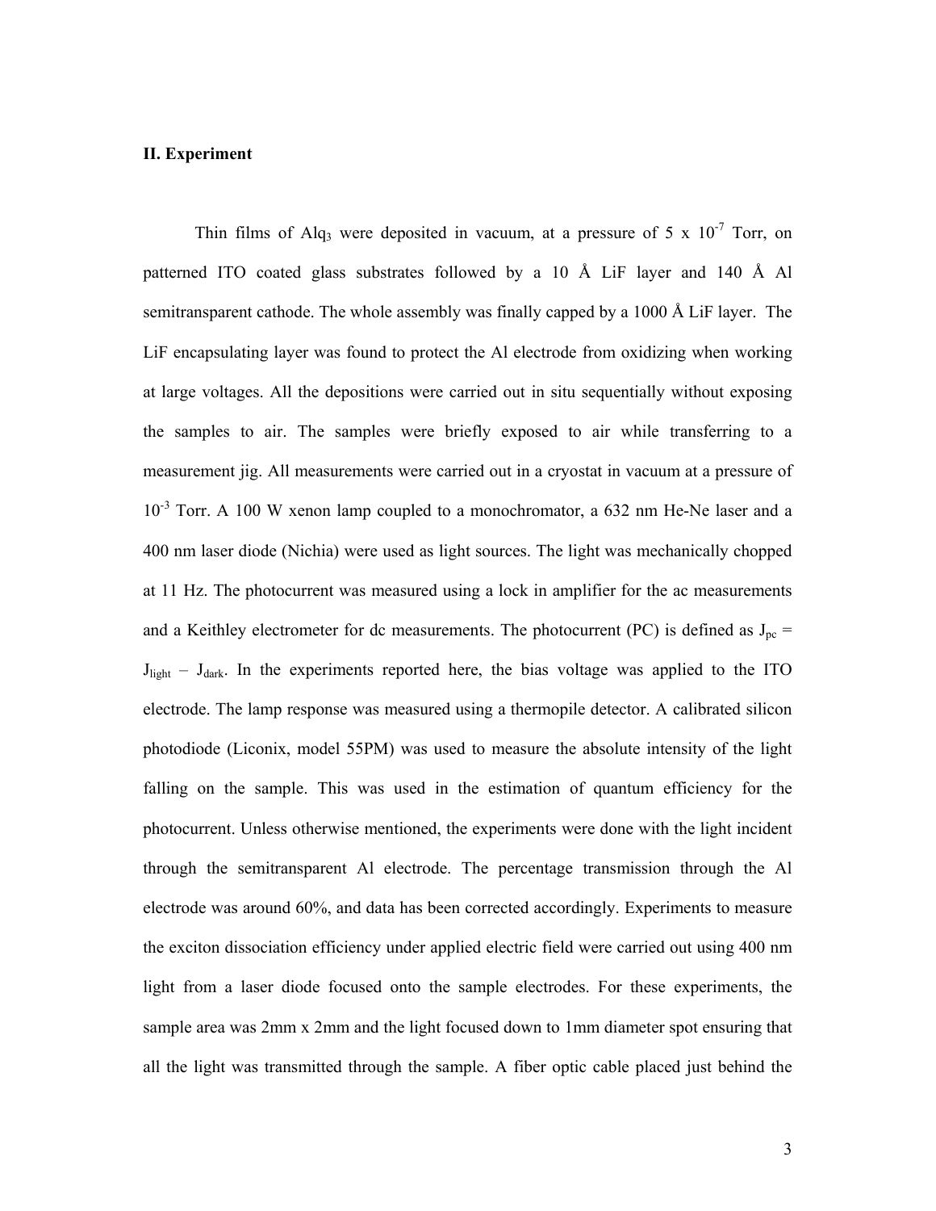## II. Experiment

Thin films of $Alq_3$ were deposited in vacuum, at a pressure of 5 x $10^{-7}$ Torr, on patterned ITO coated glass substrates followed by a 10 Å LiF layer and 140 Å Al semitransparent cathode. The whole assembly was finally capped by a 1000 Å LiF layer. The LiF encapsulating layer was found to protect the Al electrode from oxidizing when working at large voltages. All the depositions were carried out in situ sequentially without exposing the samples to air. The samples were briefly exposed to air while transferring to a measurement jig. All measurements were carried out in a cryostat in vacuum at a pressure of $10^{-3}$ Torr. A 100 W xenon lamp coupled to a monochromator, a 632 nm He-Ne laser and a 400 nm laser diode (Nichia) were used as light sources. The light was mechanically chopped at 11 Hz. The photocurrent was measured using a lock in amplifier for the ac measurements and a Keithley electrometer for dc measurements. The photocurrent (PC) is defined as $J_{pc} = J_{light} - J_{dark}$. In the experiments reported here, the bias voltage was applied to the ITO electrode. The lamp response was measured using a thermopile detector. A calibrated silicon photodiode (Liconix, model 55PM) was used to measure the absolute intensity of the light falling on the sample. This was used in the estimation of quantum efficiency for the photocurrent. Unless otherwise mentioned, the experiments were done with the light incident through the semitransparent Al electrode. The percentage transmission through the Al electrode was around 60%, and data has been corrected accordingly. Experiments to measure the exciton dissociation efficiency under applied electric field were carried out using 400 nm light from a laser diode focused onto the sample electrodes. For these experiments, the sample area was 2mm x 2mm and the light focused down to 1mm diameter spot ensuring that all the light was transmitted through the sample. A fiber optic cable placed just behind the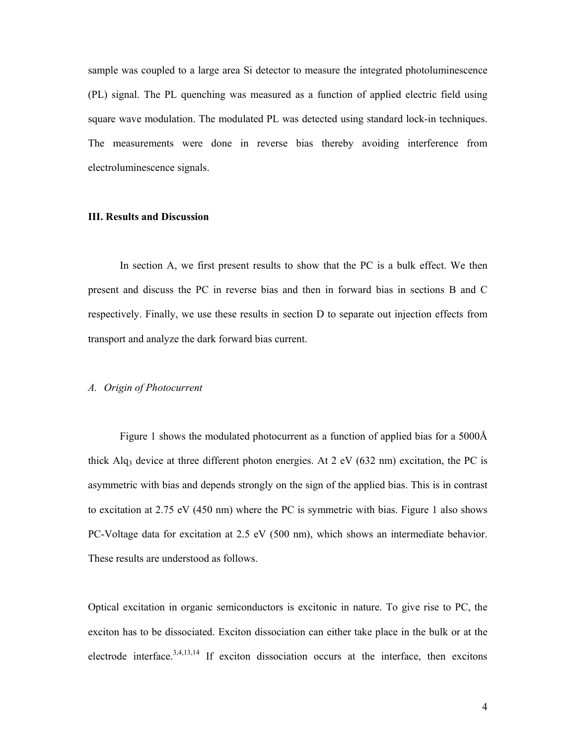sample was coupled to a large area Si detector to measure the integrated photoluminescence (PL) signal. The PL quenching was measured as a function of applied electric field using square wave modulation. The modulated PL was detected using standard lock-in techniques. The measurements were done in reverse bias thereby avoiding interference from electroluminescence signals.

### III. Results and Discussion

In section A, we first present results to show that the PC is a bulk effect. We then present and discuss the PC in reverse bias and then in forward bias in sections B and C respectively. Finally, we use these results in section D to separate out injection effects from transport and analyze the dark forward bias current.

#### *A. Origin of Photocurrent*

Figure 1 shows the modulated photocurrent as a function of applied bias for a 5000Å thick $Alq_3$ device at three different photon energies. At 2 eV (632 nm) excitation, the PC is asymmetric with bias and depends strongly on the sign of the applied bias. This is in contrast to excitation at 2.75 eV (450 nm) where the PC is symmetric with bias. Figure 1 also shows PC-Voltage data for excitation at 2.5 eV (500 nm), which shows an intermediate behavior. These results are understood as follows.

Optical excitation in organic semiconductors is excitonic in nature. To give rise to PC, the exciton has to be dissociated. Exciton dissociation can either take place in the bulk or at the electrode interface.[3,4,13,14] If exciton dissociation occurs at the interface, then excitons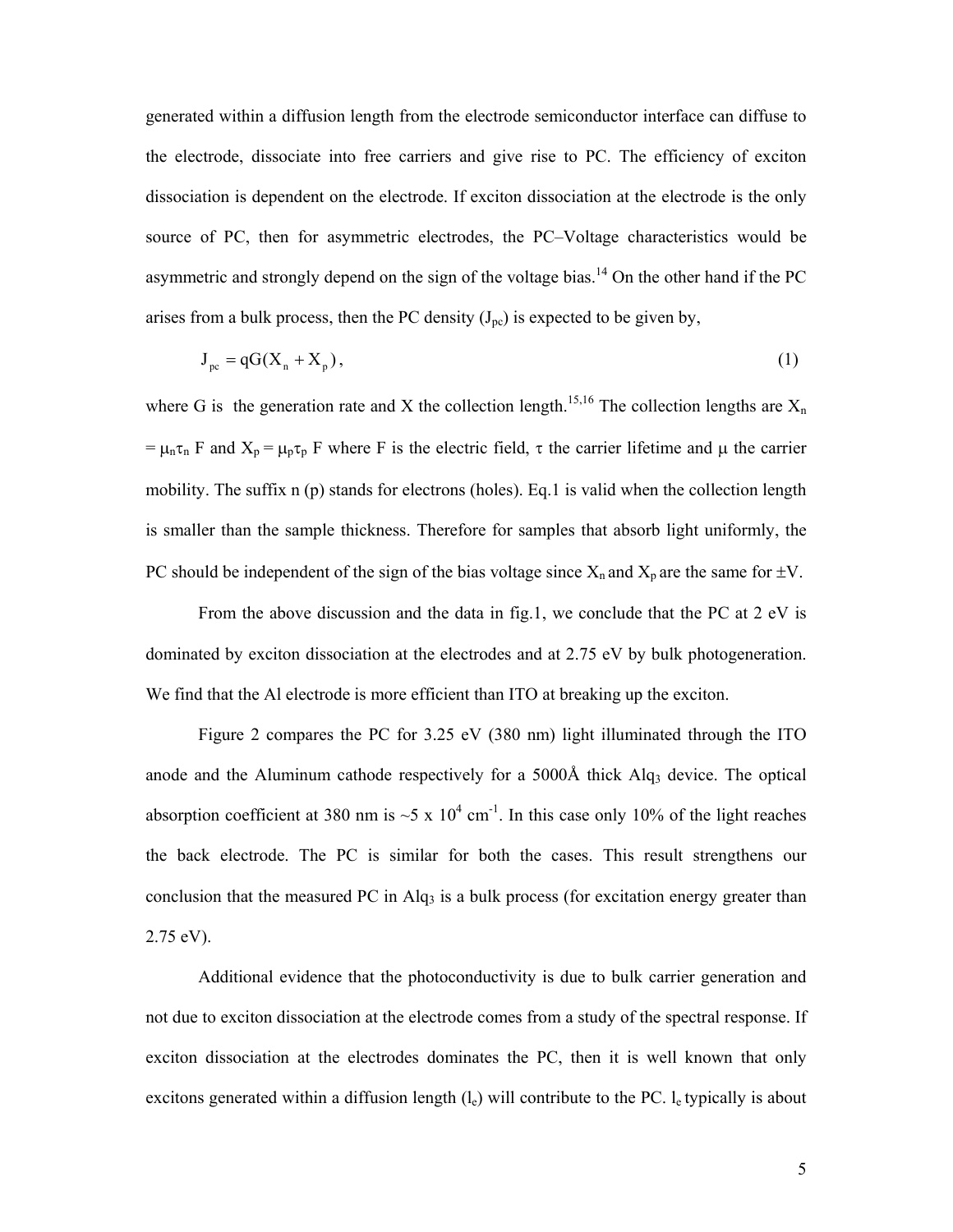generated within a diffusion length from the electrode semiconductor interface can diffuse to the electrode, dissociate into free carriers and give rise to PC. The efficiency of exciton dissociation is dependent on the electrode. If exciton dissociation at the electrode is the only source of PC, then for asymmetric electrodes, the PC–Voltage characteristics would be asymmetric and strongly depend on the sign of the voltage bias.[14] On the other hand if the PC arises from a bulk process, then the PC density ($J_{pc}$) is expected to be given by,

$$J_{pc} = qG(X_n + X_p), \tag{1}$$

where G is the generation rate and X the collection length.[15,16] The collection lengths are $X_n = \mu_n\tau_n F$ and $X_p = \mu_p\tau_p F$ where F is the electric field, $\tau$ the carrier lifetime and $\mu$ the carrier mobility. The suffix n (p) stands for electrons (holes). Eq.1 is valid when the collection length is smaller than the sample thickness. Therefore for samples that absorb light uniformly, the PC should be independent of the sign of the bias voltage since $X_n$ and $X_p$ are the same for $\pm$V.

From the above discussion and the data in fig.1, we conclude that the PC at 2 eV is dominated by exciton dissociation at the electrodes and at 2.75 eV by bulk photogeneration. We find that the Al electrode is more efficient than ITO at breaking up the exciton.

Figure 2 compares the PC for 3.25 eV (380 nm) light illuminated through the ITO anode and the Aluminum cathode respectively for a 5000Å thick $Alq_3$ device. The optical absorption coefficient at 380 nm is ~5 x $10^4$ $cm^{-1}$. In this case only 10% of the light reaches the back electrode. The PC is similar for both the cases. This result strengthens our conclusion that the measured PC in $Alq_3$ is a bulk process (for excitation energy greater than 2.75 eV).

Additional evidence that the photoconductivity is due to bulk carrier generation and not due to exciton dissociation at the electrode comes from a study of the spectral response. If exciton dissociation at the electrodes dominates the PC, then it is well known that only excitons generated within a diffusion length ($l_e$) will contribute to the PC. $l_e$ typically is about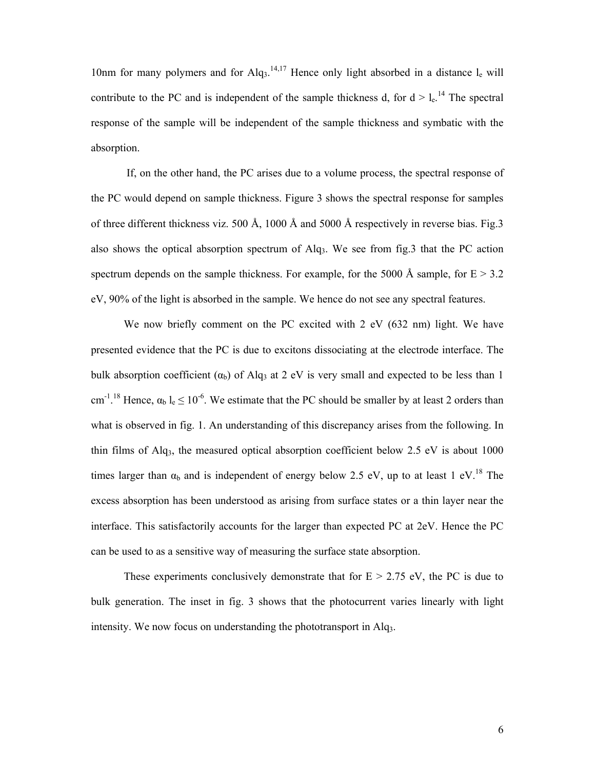10nm for many polymers and for $Alq_3$.[14,17] Hence only light absorbed in a distance $l_e$ will contribute to the PC and is independent of the sample thickness d, for $d > l_e$.[14] The spectral response of the sample will be independent of the sample thickness and symbatic with the absorption.

If, on the other hand, the PC arises due to a volume process, the spectral response of the PC would depend on sample thickness. Figure 3 shows the spectral response for samples of three different thickness viz. 500 Å, 1000 Å and 5000 Å respectively in reverse bias. Fig.3 also shows the optical absorption spectrum of $Alq_3$. We see from fig.3 that the PC action spectrum depends on the sample thickness. For example, for the 5000 Å sample, for E > 3.2 eV, 90% of the light is absorbed in the sample. We hence do not see any spectral features.

We now briefly comment on the PC excited with 2 eV (632 nm) light. We have presented evidence that the PC is due to excitons dissociating at the electrode interface. The bulk absorption coefficient ($\alpha_b$) of $Alq_3$ at 2 eV is very small and expected to be less than 1 $cm^{-1}$.[18] Hence, $\alpha_b\, l_e \leq 10^{-6}$. We estimate that the PC should be smaller by at least 2 orders than what is observed in fig. 1. An understanding of this discrepancy arises from the following. In thin films of $Alq_3$, the measured optical absorption coefficient below 2.5 eV is about 1000 times larger than $\alpha_b$ and is independent of energy below 2.5 eV, up to at least 1 eV.[18] The excess absorption has been understood as arising from surface states or a thin layer near the interface. This satisfactorily accounts for the larger than expected PC at 2eV. Hence the PC can be used to as a sensitive way of measuring the surface state absorption.

These experiments conclusively demonstrate that for E > 2.75 eV, the PC is due to bulk generation. The inset in fig. 3 shows that the photocurrent varies linearly with light intensity. We now focus on understanding the phototransport in $Alq_3$.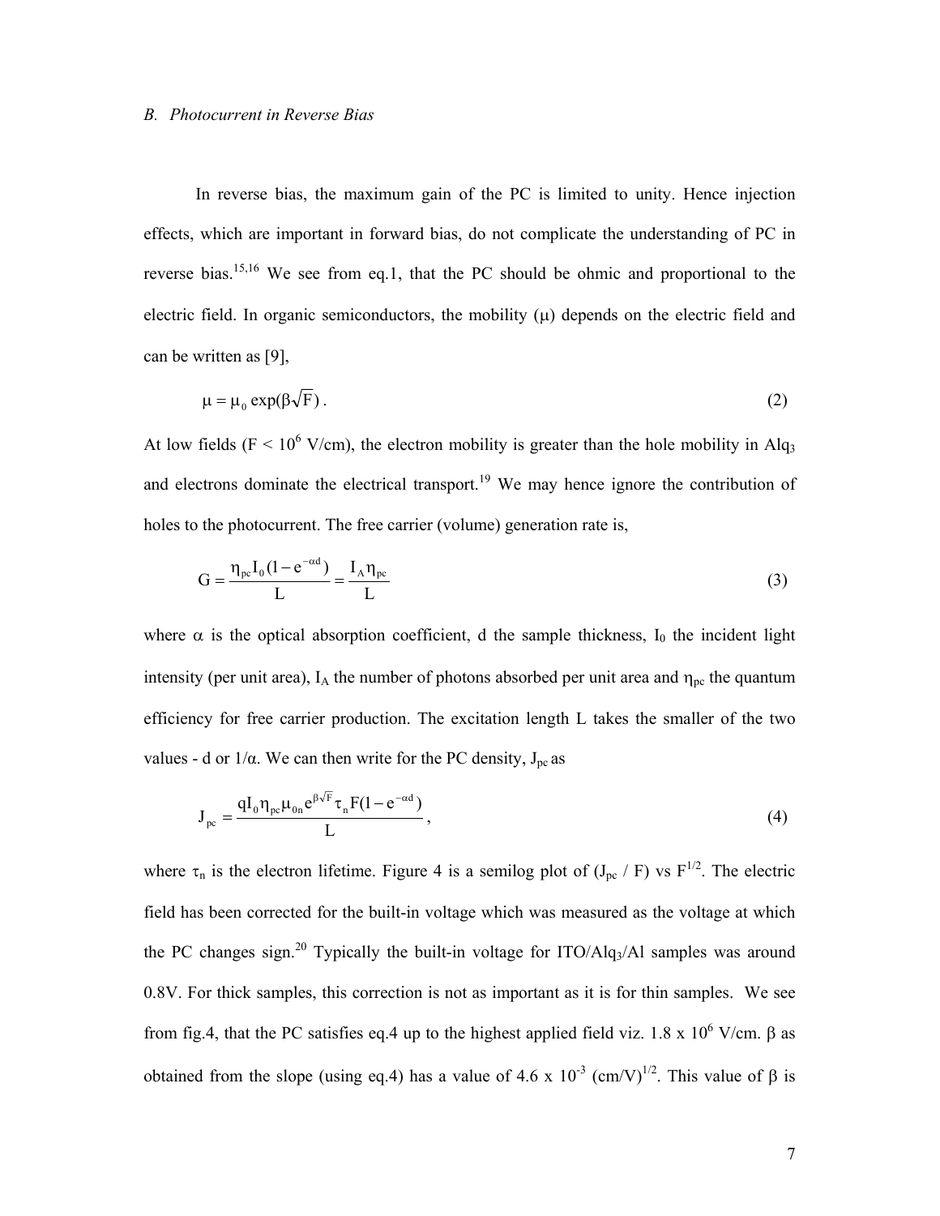*B. Photocurrent in Reverse Bias*

In reverse bias, the maximum gain of the PC is limited to unity. Hence injection effects, which are important in forward bias, do not complicate the understanding of PC in reverse bias.[15,16] We see from eq.1, that the PC should be ohmic and proportional to the electric field. In organic semiconductors, the mobility ($\mu$) depends on the electric field and can be written as [9],

$$\mu = \mu_0 \exp(\beta\sqrt{F}) \, . \tag{2}$$

At low fields ($F < 10^6$ V/cm), the electron mobility is greater than the hole mobility in $Alq_3$ and electrons dominate the electrical transport.[19] We may hence ignore the contribution of holes to the photocurrent. The free carrier (volume) generation rate is,

$$G = \frac{\eta_{pc} I_0 (1 - e^{-\alpha d})}{L} = \frac{I_A \eta_{pc}}{L} \tag{3}$$

where $\alpha$ is the optical absorption coefficient, d the sample thickness, $I_0$ the incident light intensity (per unit area), $I_A$ the number of photons absorbed per unit area and $\eta_{pc}$ the quantum efficiency for free carrier production. The excitation length L takes the smaller of the two values - d or $1/\alpha$. We can then write for the PC density, $J_{pc}$ as

$$J_{pc} = \frac{q I_0 \eta_{pc} \mu_{0n} e^{\beta\sqrt{F}} \tau_n F (1 - e^{-\alpha d})}{L} \, , \tag{4}$$

where $\tau_n$ is the electron lifetime. Figure 4 is a semilog plot of $(J_{pc} / F)$ vs $F^{1/2}$. The electric field has been corrected for the built-in voltage which was measured as the voltage at which the PC changes sign.[20] Typically the built-in voltage for ITO/$Alq_3$/Al samples was around 0.8V. For thick samples, this correction is not as important as it is for thin samples. We see from fig.4, that the PC satisfies eq.4 up to the highest applied field viz. $1.8 \times 10^6$ V/cm. $\beta$ as obtained from the slope (using eq.4) has a value of $4.6 \times 10^{-3}$ $(\text{cm/V})^{1/2}$. This value of $\beta$ is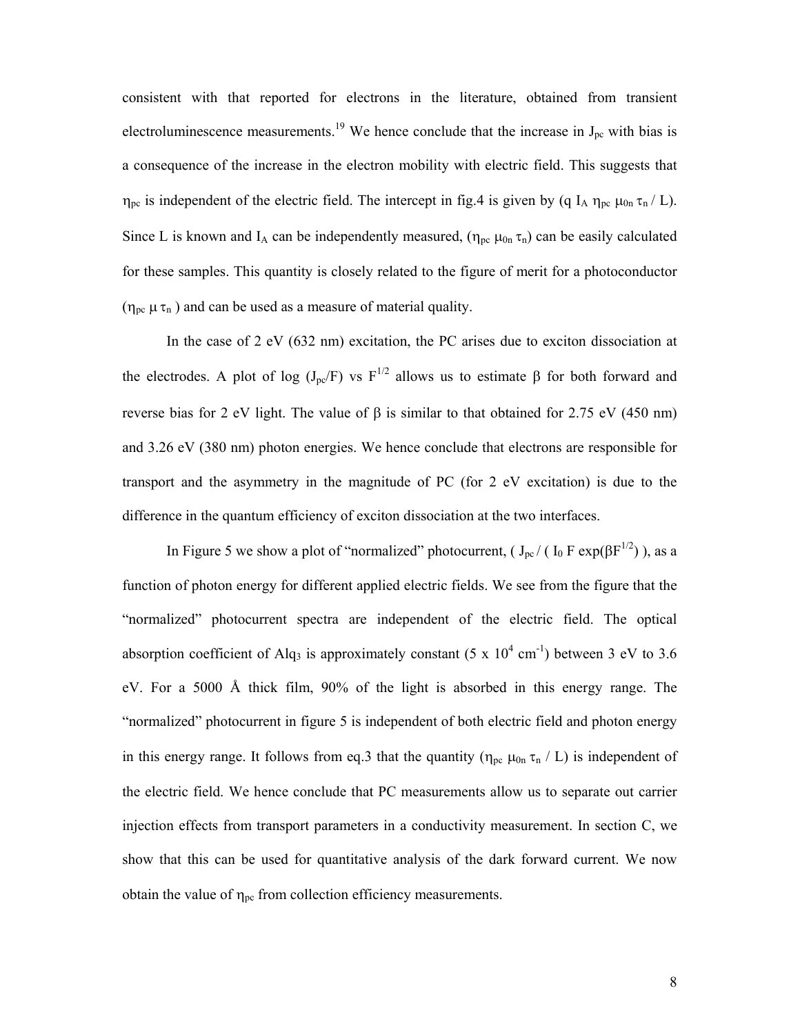consistent with that reported for electrons in the literature, obtained from transient electroluminescence measurements.[19] We hence conclude that the increase in $J_{pc}$ with bias is a consequence of the increase in the electron mobility with electric field. This suggests that $\eta_{pc}$ is independent of the electric field. The intercept in fig.4 is given by ($q\, I_A\, \eta_{pc}\, \mu_{0n}\, \tau_n / L$). Since L is known and $I_A$ can be independently measured, ($\eta_{pc}\, \mu_{0n}\, \tau_n$) can be easily calculated for these samples. This quantity is closely related to the figure of merit for a photoconductor ($\eta_{pc}\, \mu\, \tau_n$) and can be used as a measure of material quality.

In the case of 2 eV (632 nm) excitation, the PC arises due to exciton dissociation at the electrodes. A plot of log ($J_{pc}/F$) vs $F^{1/2}$ allows us to estimate $\beta$ for both forward and reverse bias for 2 eV light. The value of $\beta$ is similar to that obtained for 2.75 eV (450 nm) and 3.26 eV (380 nm) photon energies. We hence conclude that electrons are responsible for transport and the asymmetry in the magnitude of PC (for 2 eV excitation) is due to the difference in the quantum efficiency of exciton dissociation at the two interfaces.

In Figure 5 we show a plot of "normalized" photocurrent, ( $J_{pc} / ( I_0\, F \exp(\beta F^{1/2})$ ) ), as a function of photon energy for different applied electric fields. We see from the figure that the "normalized" photocurrent spectra are independent of the electric field. The optical absorption coefficient of $Alq_3$ is approximately constant ($5 \times 10^4$ cm$^{-1}$) between 3 eV to 3.6 eV. For a 5000 Å thick film, 90% of the light is absorbed in this energy range. The "normalized" photocurrent in figure 5 is independent of both electric field and photon energy in this energy range. It follows from eq.3 that the quantity ($\eta_{pc}\, \mu_{0n}\, \tau_n / L$) is independent of the electric field. We hence conclude that PC measurements allow us to separate out carrier injection effects from transport parameters in a conductivity measurement. In section C, we show that this can be used for quantitative analysis of the dark forward current. We now obtain the value of $\eta_{pc}$ from collection efficiency measurements.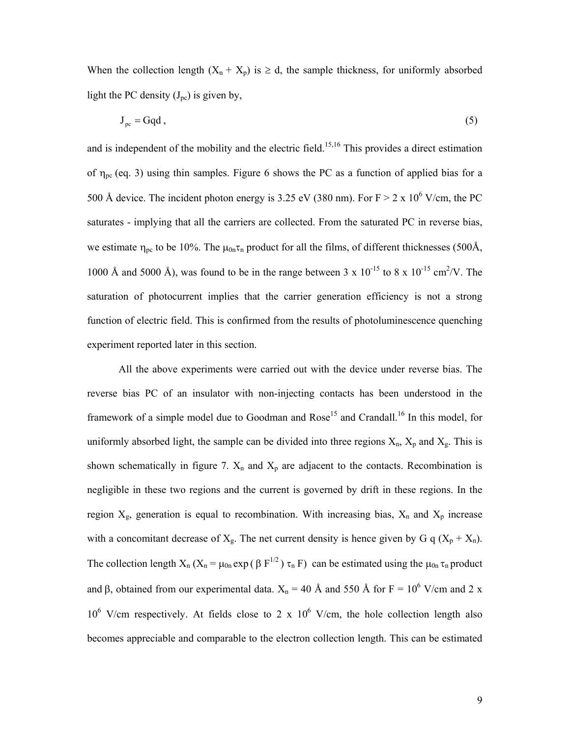When the collection length ($X_n + X_p$) is $\geq$ d, the sample thickness, for uniformly absorbed light the PC density ($J_{pc}$) is given by,

$$J_{pc} = Gqd \,, \tag{5}$$

and is independent of the mobility and the electric field.[15,16] This provides a direct estimation of $\eta_{pc}$ (eq. 3) using thin samples. Figure 6 shows the PC as a function of applied bias for a 500 Å device. The incident photon energy is 3.25 eV (380 nm). For F > 2 x $10^6$ V/cm, the PC saturates - implying that all the carriers are collected. From the saturated PC in reverse bias, we estimate $\eta_{pc}$ to be 10%. The $\mu_{0n}\tau_n$ product for all the films, of different thicknesses (500Å, 1000 Å and 5000 Å), was found to be in the range between 3 x $10^{-15}$ to 8 x $10^{-15}$ $cm^2/V$. The saturation of photocurrent implies that the carrier generation efficiency is not a strong function of electric field. This is confirmed from the results of photoluminescence quenching experiment reported later in this section.

All the above experiments were carried out with the device under reverse bias. The reverse bias PC of an insulator with non-injecting contacts has been understood in the framework of a simple model due to Goodman and Rose[15] and Crandall.[16] In this model, for uniformly absorbed light, the sample can be divided into three regions $X_n$, $X_p$ and $X_g$. This is shown schematically in figure 7. $X_n$ and $X_p$ are adjacent to the contacts. Recombination is negligible in these two regions and the current is governed by drift in these regions. In the region $X_g$, generation is equal to recombination. With increasing bias, $X_n$ and $X_p$ increase with a concomitant decrease of $X_g$. The net current density is hence given by G q ($X_p + X_n$). The collection length $X_n$ ($X_n = \mu_{0n} \exp(\beta F^{1/2}) \tau_n F$) can be estimated using the $\mu_{0n} \tau_n$ product and $\beta$, obtained from our experimental data. $X_n$ = 40 Å and 550 Å for F = $10^6$ V/cm and 2 x $10^6$ V/cm respectively. At fields close to 2 x $10^6$ V/cm, the hole collection length also becomes appreciable and comparable to the electron collection length. This can be estimated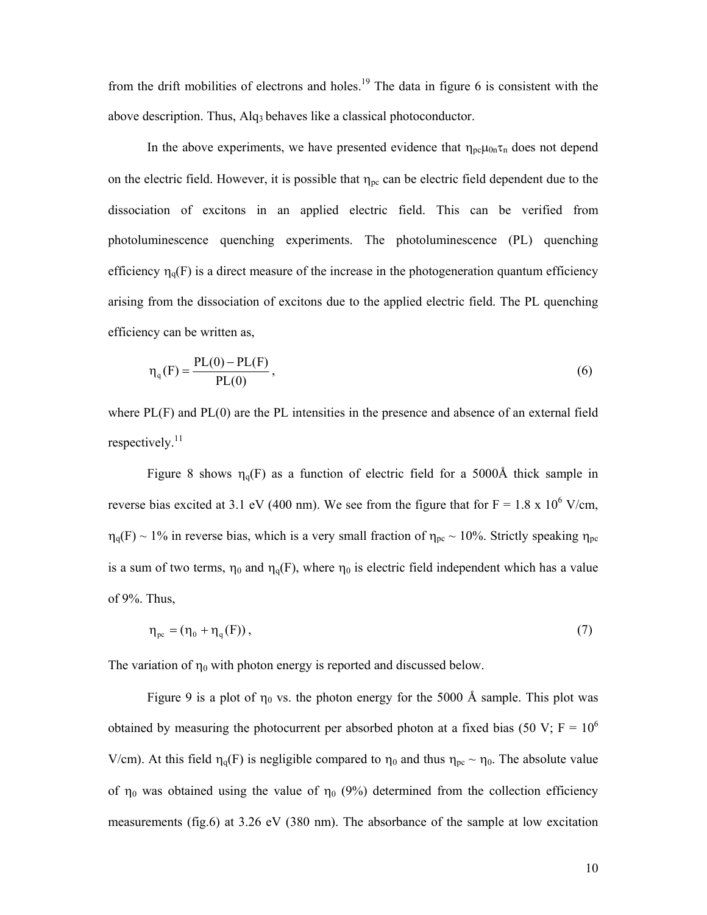from the drift mobilities of electrons and holes.[19] The data in figure 6 is consistent with the above description. Thus, $Alq_3$ behaves like a classical photoconductor.

In the above experiments, we have presented evidence that $\eta_{pc}\mu_{0n}\tau_n$ does not depend on the electric field. However, it is possible that $\eta_{pc}$ can be electric field dependent due to the dissociation of excitons in an applied electric field. This can be verified from photoluminescence quenching experiments. The photoluminescence (PL) quenching efficiency $\eta_q(F)$ is a direct measure of the increase in the photogeneration quantum efficiency arising from the dissociation of excitons due to the applied electric field. The PL quenching efficiency can be written as,

$$\eta_q(F) = \frac{PL(0) - PL(F)}{PL(0)}, \tag{6}$$

where PL(F) and PL(0) are the PL intensities in the presence and absence of an external field respectively.[11]

Figure 8 shows $\eta_q(F)$ as a function of electric field for a 5000Å thick sample in reverse bias excited at 3.1 eV (400 nm). We see from the figure that for F = 1.8 x $10^6$ V/cm, $\eta_q(F) \sim 1\%$ in reverse bias, which is a very small fraction of $\eta_{pc} \sim 10\%$. Strictly speaking $\eta_{pc}$ is a sum of two terms, $\eta_0$ and $\eta_q(F)$, where $\eta_0$ is electric field independent which has a value of 9%. Thus,

$$\eta_{pc} = (\eta_0 + \eta_q(F)), \tag{7}$$

The variation of $\eta_0$ with photon energy is reported and discussed below.

Figure 9 is a plot of $\eta_0$ vs. the photon energy for the 5000 Å sample. This plot was obtained by measuring the photocurrent per absorbed photon at a fixed bias (50 V; F = $10^6$ V/cm). At this field $\eta_q(F)$ is negligible compared to $\eta_0$ and thus $\eta_{pc} \sim \eta_0$. The absolute value of $\eta_0$ was obtained using the value of $\eta_0$ (9%) determined from the collection efficiency measurements (fig.6) at 3.26 eV (380 nm). The absorbance of the sample at low excitation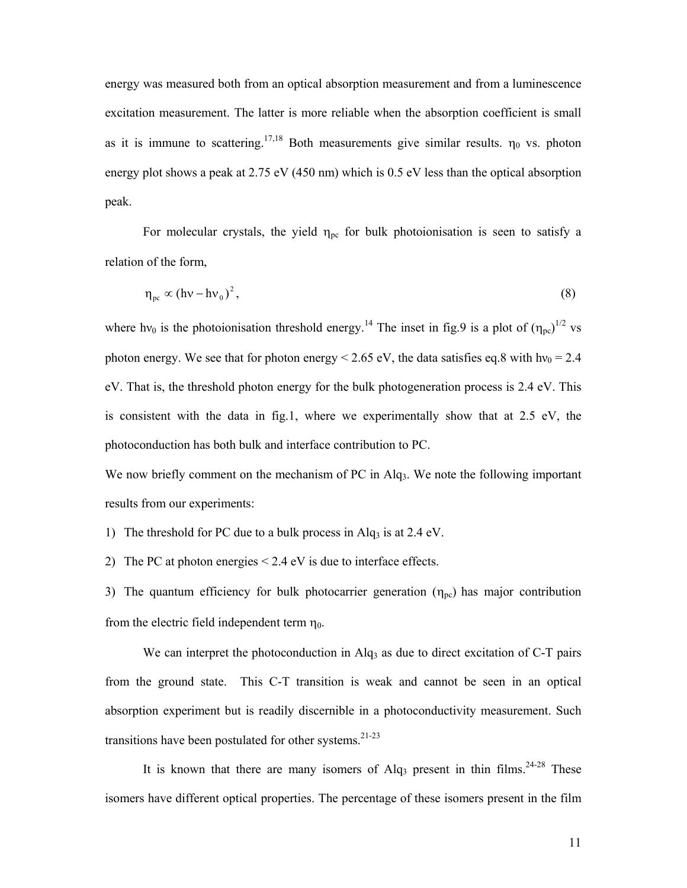energy was measured both from an optical absorption measurement and from a luminescence excitation measurement. The latter is more reliable when the absorption coefficient is small as it is immune to scattering.[17,18] Both measurements give similar results. $\eta_0$ vs. photon energy plot shows a peak at 2.75 eV (450 nm) which is 0.5 eV less than the optical absorption peak.

For molecular crystals, the yield $\eta_{pc}$ for bulk photoionisation is seen to satisfy a relation of the form,

$$\eta_{pc} \propto (h\nu - h\nu_0)^2, \tag{8}$$

where $h\nu_0$ is the photoionisation threshold energy.[14] The inset in fig.9 is a plot of $(\eta_{pc})^{1/2}$ vs photon energy. We see that for photon energy < 2.65 eV, the data satisfies eq.8 with $h\nu_0$ = 2.4 eV. That is, the threshold photon energy for the bulk photogeneration process is 2.4 eV. This is consistent with the data in fig.1, where we experimentally show that at 2.5 eV, the photoconduction has both bulk and interface contribution to PC.

We now briefly comment on the mechanism of PC in $Alq_3$. We note the following important results from our experiments:

1) The threshold for PC due to a bulk process in $Alq_3$ is at 2.4 eV.
2) The PC at photon energies < 2.4 eV is due to interface effects.
3) The quantum efficiency for bulk photocarrier generation ($\eta_{pc}$) has major contribution from the electric field independent term $\eta_0$.

We can interpret the photoconduction in $Alq_3$ as due to direct excitation of C-T pairs from the ground state. This C-T transition is weak and cannot be seen in an optical absorption experiment but is readily discernible in a photoconductivity measurement. Such transitions have been postulated for other systems.[21-23]

It is known that there are many isomers of $Alq_3$ present in thin films.[24-28] These isomers have different optical properties. The percentage of these isomers present in the film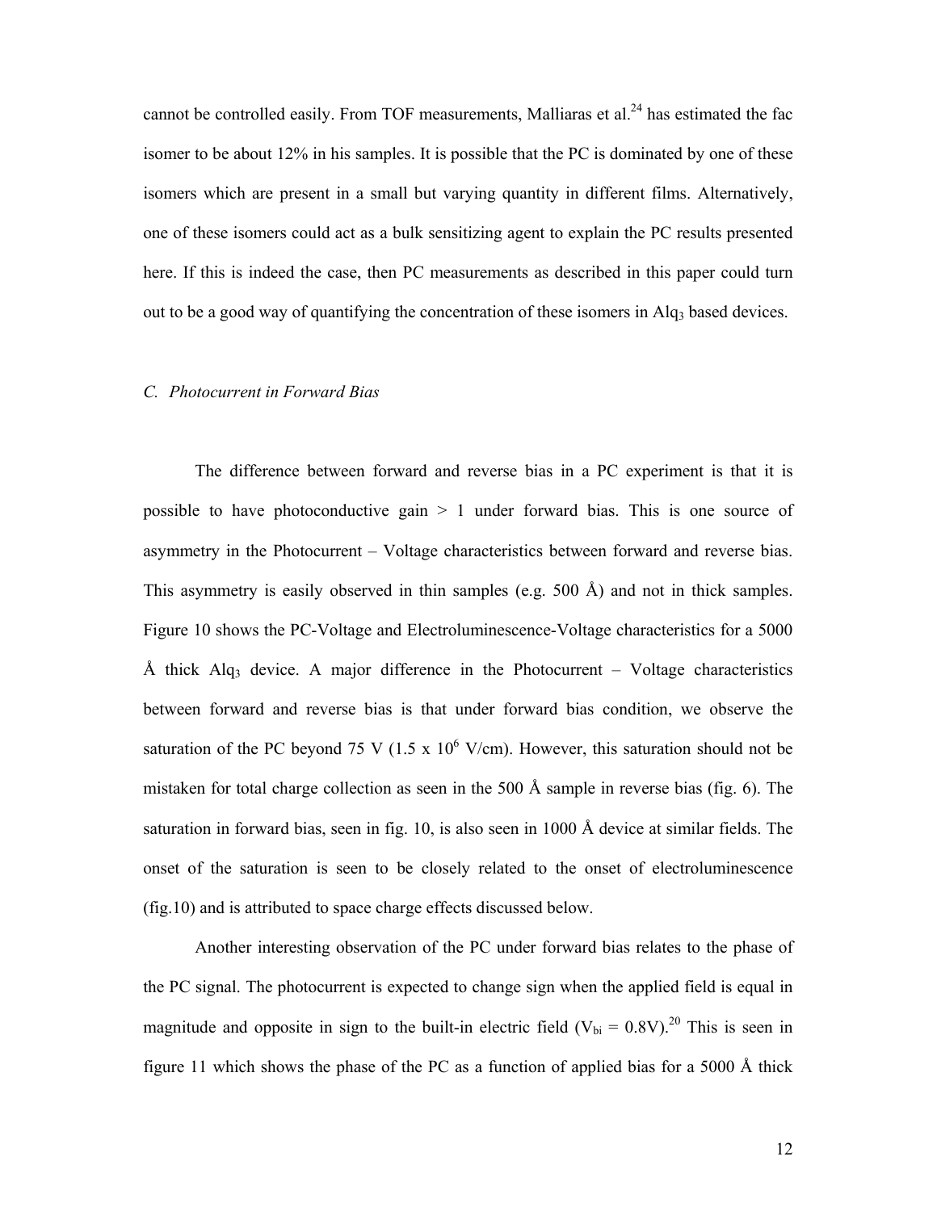cannot be controlled easily. From TOF measurements, Malliaras et al.[24] has estimated the fac isomer to be about 12% in his samples. It is possible that the PC is dominated by one of these isomers which are present in a small but varying quantity in different films. Alternatively, one of these isomers could act as a bulk sensitizing agent to explain the PC results presented here. If this is indeed the case, then PC measurements as described in this paper could turn out to be a good way of quantifying the concentration of these isomers in $Alq_3$ based devices.

### *C. Photocurrent in Forward Bias*

The difference between forward and reverse bias in a PC experiment is that it is possible to have photoconductive gain > 1 under forward bias. This is one source of asymmetry in the Photocurrent – Voltage characteristics between forward and reverse bias. This asymmetry is easily observed in thin samples (e.g. 500 Å) and not in thick samples. Figure 10 shows the PC-Voltage and Electroluminescence-Voltage characteristics for a 5000 Å thick $Alq_3$ device. A major difference in the Photocurrent – Voltage characteristics between forward and reverse bias is that under forward bias condition, we observe the saturation of the PC beyond 75 V ($1.5 \times 10^6$ V/cm). However, this saturation should not be mistaken for total charge collection as seen in the 500 Å sample in reverse bias (fig. 6). The saturation in forward bias, seen in fig. 10, is also seen in 1000 Å device at similar fields. The onset of the saturation is seen to be closely related to the onset of electroluminescence (fig.10) and is attributed to space charge effects discussed below.

Another interesting observation of the PC under forward bias relates to the phase of the PC signal. The photocurrent is expected to change sign when the applied field is equal in magnitude and opposite in sign to the built-in electric field ($V_{bi}$ = 0.8V).[20] This is seen in figure 11 which shows the phase of the PC as a function of applied bias for a 5000 Å thick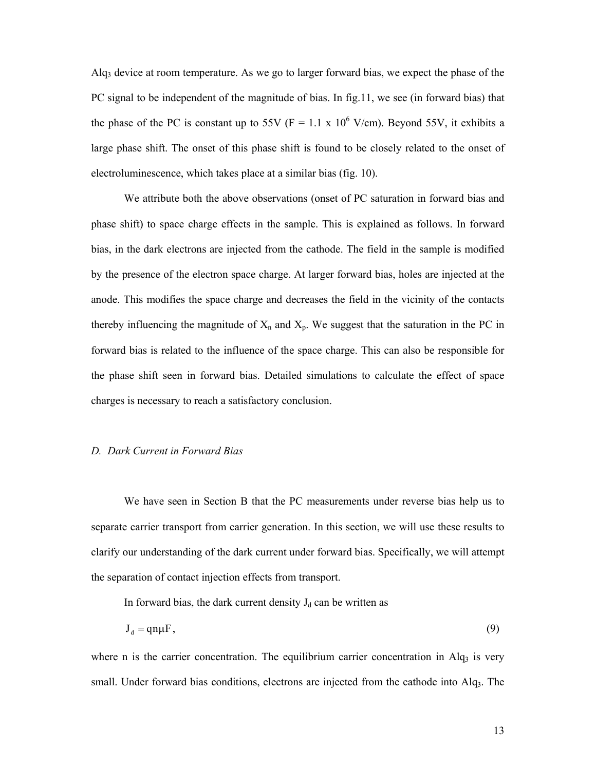$Alq_3$ device at room temperature. As we go to larger forward bias, we expect the phase of the PC signal to be independent of the magnitude of bias. In fig.11, we see (in forward bias) that the phase of the PC is constant up to 55V ($F = 1.1 \times 10^6$ V/cm). Beyond 55V, it exhibits a large phase shift. The onset of this phase shift is found to be closely related to the onset of electroluminescence, which takes place at a similar bias (fig. 10).

We attribute both the above observations (onset of PC saturation in forward bias and phase shift) to space charge effects in the sample. This is explained as follows. In forward bias, in the dark electrons are injected from the cathode. The field in the sample is modified by the presence of the electron space charge. At larger forward bias, holes are injected at the anode. This modifies the space charge and decreases the field in the vicinity of the contacts thereby influencing the magnitude of $X_n$ and $X_p$. We suggest that the saturation in the PC in forward bias is related to the influence of the space charge. This can also be responsible for the phase shift seen in forward bias. Detailed simulations to calculate the effect of space charges is necessary to reach a satisfactory conclusion.

### *D. Dark Current in Forward Bias*

We have seen in Section B that the PC measurements under reverse bias help us to separate carrier transport from carrier generation. In this section, we will use these results to clarify our understanding of the dark current under forward bias. Specifically, we will attempt the separation of contact injection effects from transport.

In forward bias, the dark current density $J_d$ can be written as

$$J_d = qn\mu F, \tag{9}$$

where n is the carrier concentration. The equilibrium carrier concentration in $Alq_3$ is very small. Under forward bias conditions, electrons are injected from the cathode into $Alq_3$. The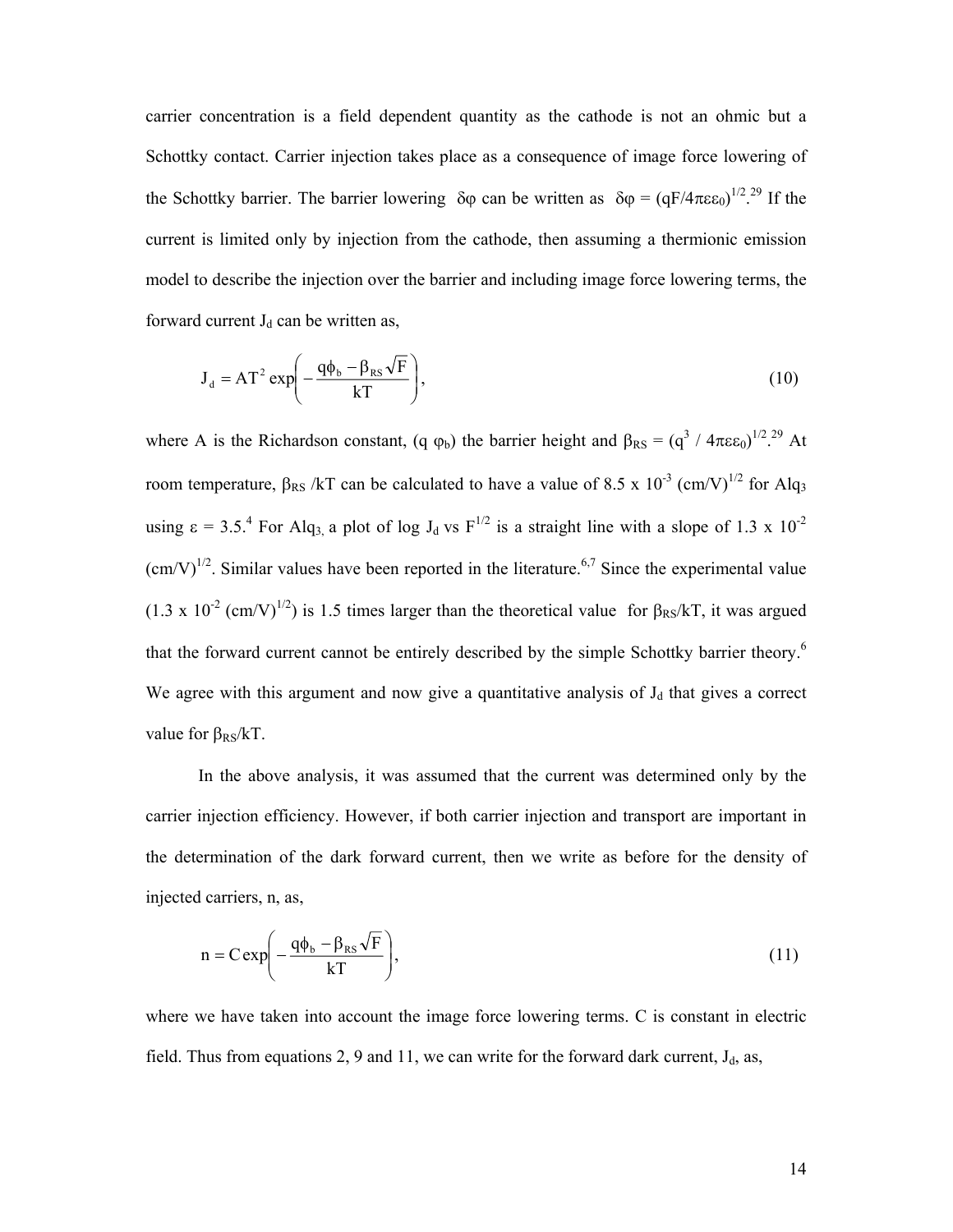carrier concentration is a field dependent quantity as the cathode is not an ohmic but a Schottky contact. Carrier injection takes place as a consequence of image force lowering of the Schottky barrier. The barrier lowering $\delta\varphi$ can be written as $\delta\varphi = (qF/4\pi\varepsilon\varepsilon_0)^{1/2}$.[29] If the current is limited only by injection from the cathode, then assuming a thermionic emission model to describe the injection over the barrier and including image force lowering terms, the forward current $J_d$ can be written as,

$$J_d = AT^2 \exp\left(-\frac{q\phi_b - \beta_{RS}\sqrt{F}}{kT}\right), \tag{10}$$

where A is the Richardson constant, ($q\,\varphi_b$) the barrier height and $\beta_{RS} = (q^3 / 4\pi\varepsilon\varepsilon_0)^{1/2}$.[29] At room temperature, $\beta_{RS}/kT$ can be calculated to have a value of $8.5 \times 10^{-3}$ $(cm/V)^{1/2}$ for $Alq_3$ using $\varepsilon = 3.5$.[4] For $Alq_3$, a plot of log $J_d$ vs $F^{1/2}$ is a straight line with a slope of $1.3 \times 10^{-2}$ $(cm/V)^{1/2}$. Similar values have been reported in the literature.[6,7] Since the experimental value ($1.3 \times 10^{-2}$ $(cm/V)^{1/2}$) is 1.5 times larger than the theoretical value for $\beta_{RS}/kT$, it was argued that the forward current cannot be entirely described by the simple Schottky barrier theory.[6] We agree with this argument and now give a quantitative analysis of $J_d$ that gives a correct value for $\beta_{RS}/kT$.

In the above analysis, it was assumed that the current was determined only by the carrier injection efficiency. However, if both carrier injection and transport are important in the determination of the dark forward current, then we write as before for the density of injected carriers, n, as,

$$n = C \exp\left(-\frac{q\phi_b - \beta_{RS}\sqrt{F}}{kT}\right), \tag{11}$$

where we have taken into account the image force lowering terms. C is constant in electric field. Thus from equations 2, 9 and 11, we can write for the forward dark current, $J_d$, as,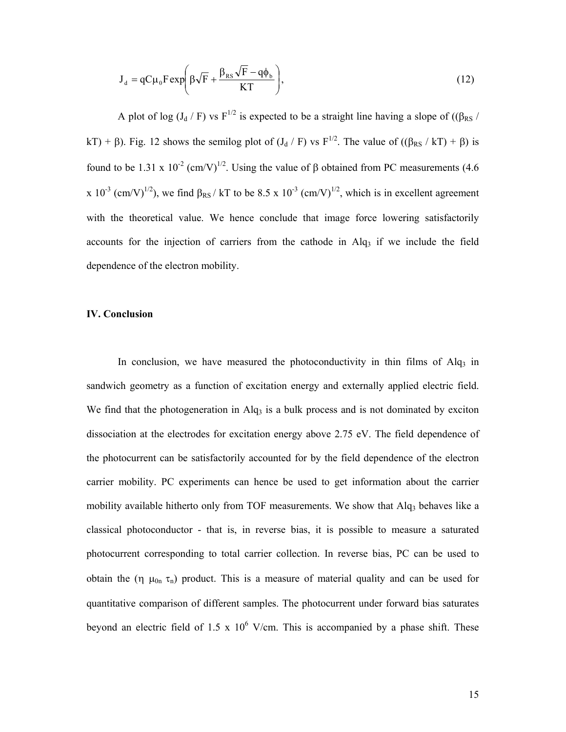$$J_d = qC\mu_0 F \exp\left(\beta\sqrt{F} + \frac{\beta_{RS}\sqrt{F} - q\phi_b}{KT}\right), \tag{12}$$

A plot of log ($J_d$ / F) vs $F^{1/2}$ is expected to be a straight line having a slope of (($\beta_{RS}$ / kT) + $\beta$). Fig. 12 shows the semilog plot of ($J_d$ / F) vs $F^{1/2}$. The value of (($\beta_{RS}$ / kT) + $\beta$) is found to be 1.31 x $10^{-2}$ $(cm/V)^{1/2}$. Using the value of $\beta$ obtained from PC measurements (4.6 x $10^{-3}$ $(cm/V)^{1/2}$), we find $\beta_{RS}$ / kT to be 8.5 x $10^{-3}$ $(cm/V)^{1/2}$, which is in excellent agreement with the theoretical value. We hence conclude that image force lowering satisfactorily accounts for the injection of carriers from the cathode in $Alq_3$ if we include the field dependence of the electron mobility.

## IV. Conclusion

In conclusion, we have measured the photoconductivity in thin films of $Alq_3$ in sandwich geometry as a function of excitation energy and externally applied electric field. We find that the photogeneration in $Alq_3$ is a bulk process and is not dominated by exciton dissociation at the electrodes for excitation energy above 2.75 eV. The field dependence of the photocurrent can be satisfactorily accounted for by the field dependence of the electron carrier mobility. PC experiments can hence be used to get information about the carrier mobility available hitherto only from TOF measurements. We show that $Alq_3$ behaves like a classical photoconductor - that is, in reverse bias, it is possible to measure a saturated photocurrent corresponding to total carrier collection. In reverse bias, PC can be used to obtain the ($\eta$ $\mu_{0n}$ $\tau_n$) product. This is a measure of material quality and can be used for quantitative comparison of different samples. The photocurrent under forward bias saturates beyond an electric field of 1.5 x $10^6$ V/cm. This is accompanied by a phase shift. These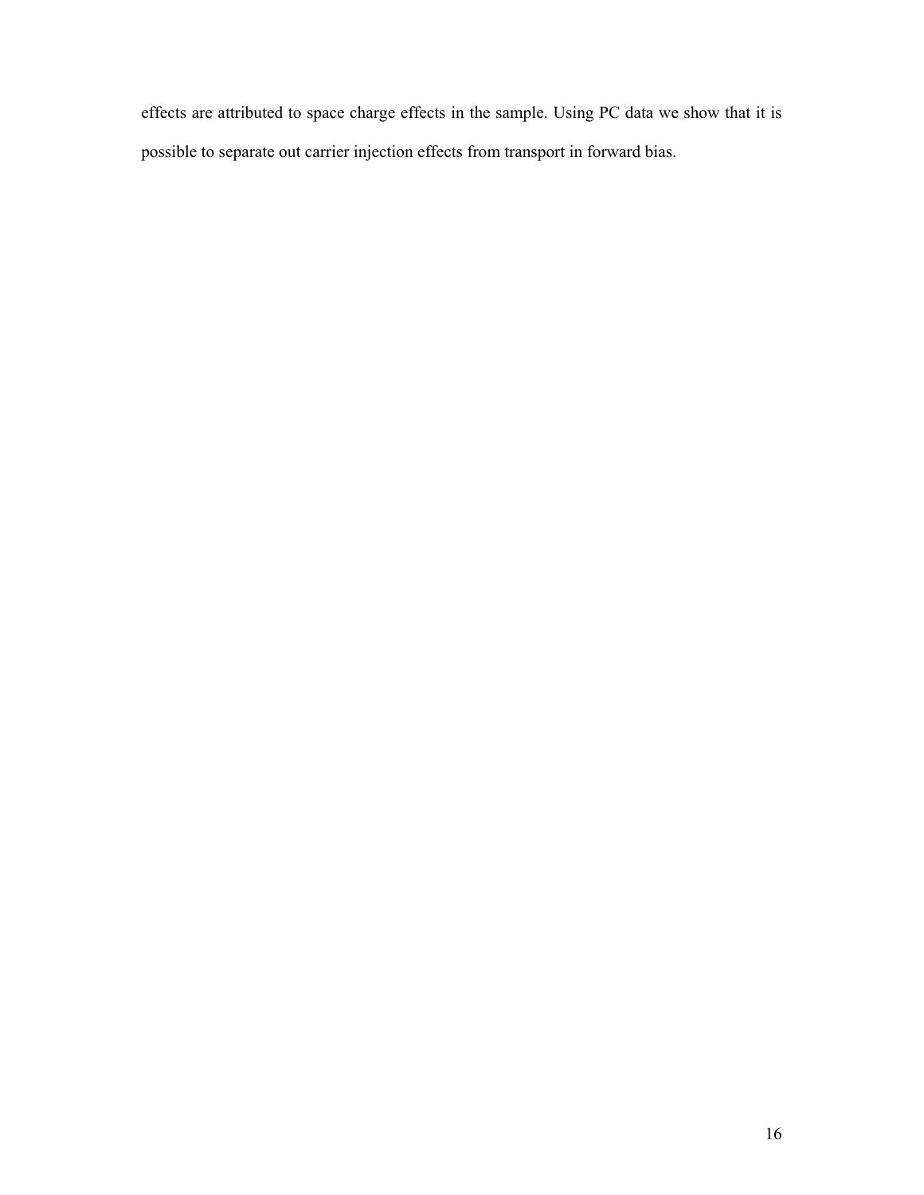effects are attributed to space charge effects in the sample. Using PC data we show that it is possible to separate out carrier injection effects from transport in forward bias.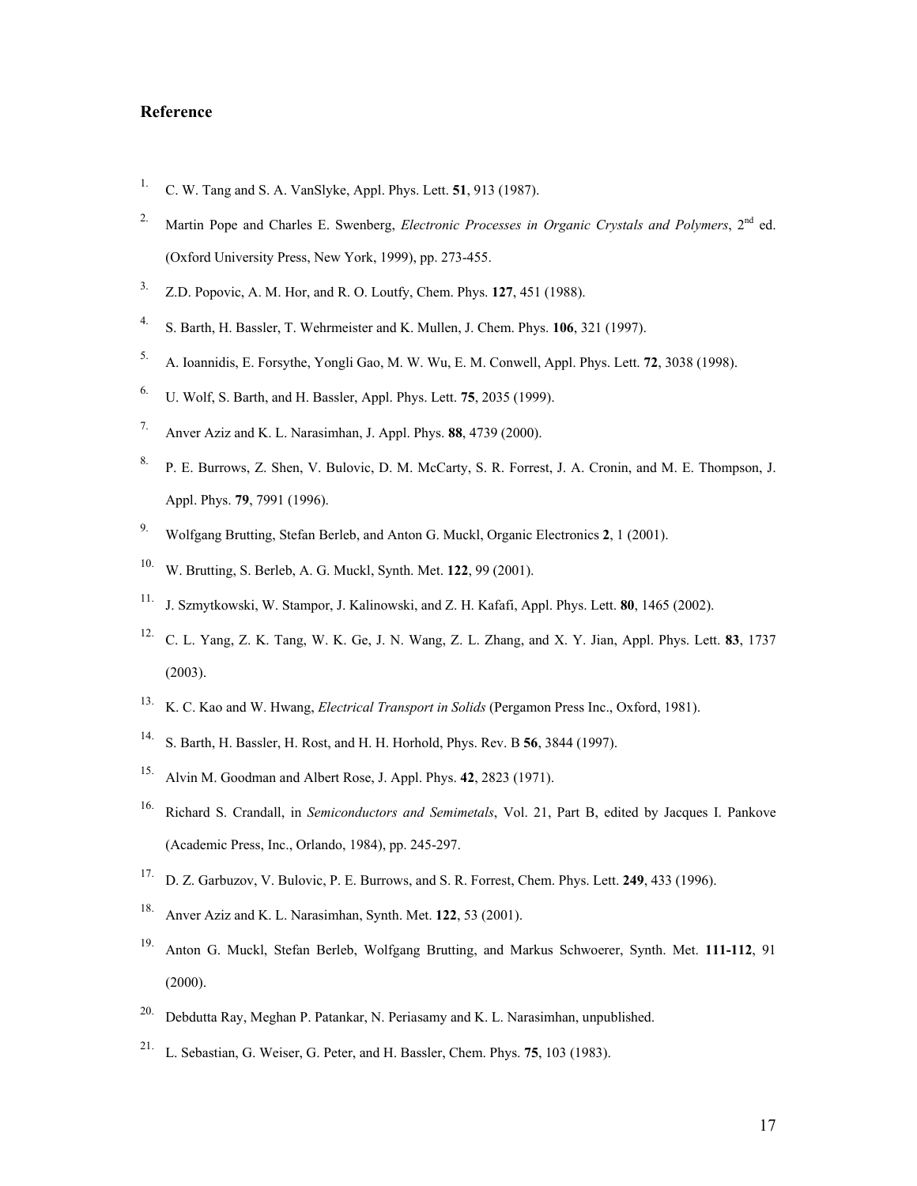## Reference

1. C. W. Tang and S. A. VanSlyke, Appl. Phys. Lett. **51**, 913 (1987).
2. Martin Pope and Charles E. Swenberg, *Electronic Processes in Organic Crystals and Polymers*, 2nd ed. (Oxford University Press, New York, 1999), pp. 273-455.
3. Z.D. Popovic, A. M. Hor, and R. O. Loutfy, Chem. Phys. **127**, 451 (1988).
4. S. Barth, H. Bassler, T. Wehrmeister and K. Mullen, J. Chem. Phys. **106**, 321 (1997).
5. A. Ioannidis, E. Forsythe, Yongli Gao, M. W. Wu, E. M. Conwell, Appl. Phys. Lett. **72**, 3038 (1998).
6. U. Wolf, S. Barth, and H. Bassler, Appl. Phys. Lett. **75**, 2035 (1999).
7. Anver Aziz and K. L. Narasimhan, J. Appl. Phys. **88**, 4739 (2000).
8. P. E. Burrows, Z. Shen, V. Bulovic, D. M. McCarty, S. R. Forrest, J. A. Cronin, and M. E. Thompson, J. Appl. Phys. **79**, 7991 (1996).
9. Wolfgang Brutting, Stefan Berleb, and Anton G. Muckl, Organic Electronics **2**, 1 (2001).
10. W. Brutting, S. Berleb, A. G. Muckl, Synth. Met. **122**, 99 (2001).
11. J. Szmytkowski, W. Stampor, J. Kalinowski, and Z. H. Kafafi, Appl. Phys. Lett. **80**, 1465 (2002).
12. C. L. Yang, Z. K. Tang, W. K. Ge, J. N. Wang, Z. L. Zhang, and X. Y. Jian, Appl. Phys. Lett. **83**, 1737 (2003).
13. K. C. Kao and W. Hwang, *Electrical Transport in Solids* (Pergamon Press Inc., Oxford, 1981).
14. S. Barth, H. Bassler, H. Rost, and H. H. Horhold, Phys. Rev. B **56**, 3844 (1997).
15. Alvin M. Goodman and Albert Rose, J. Appl. Phys. **42**, 2823 (1971).
16. Richard S. Crandall, in *Semiconductors and Semimetals*, Vol. 21, Part B, edited by Jacques I. Pankove (Academic Press, Inc., Orlando, 1984), pp. 245-297.
17. D. Z. Garbuzov, V. Bulovic, P. E. Burrows, and S. R. Forrest, Chem. Phys. Lett. **249**, 433 (1996).
18. Anver Aziz and K. L. Narasimhan, Synth. Met. **122**, 53 (2001).
19. Anton G. Muckl, Stefan Berleb, Wolfgang Brutting, and Markus Schwoerer, Synth. Met. **111-112**, 91 (2000).
20. Debdutta Ray, Meghan P. Patankar, N. Periasamy and K. L. Narasimhan, unpublished.
21. L. Sebastian, G. Weiser, G. Peter, and H. Bassler, Chem. Phys. **75**, 103 (1983).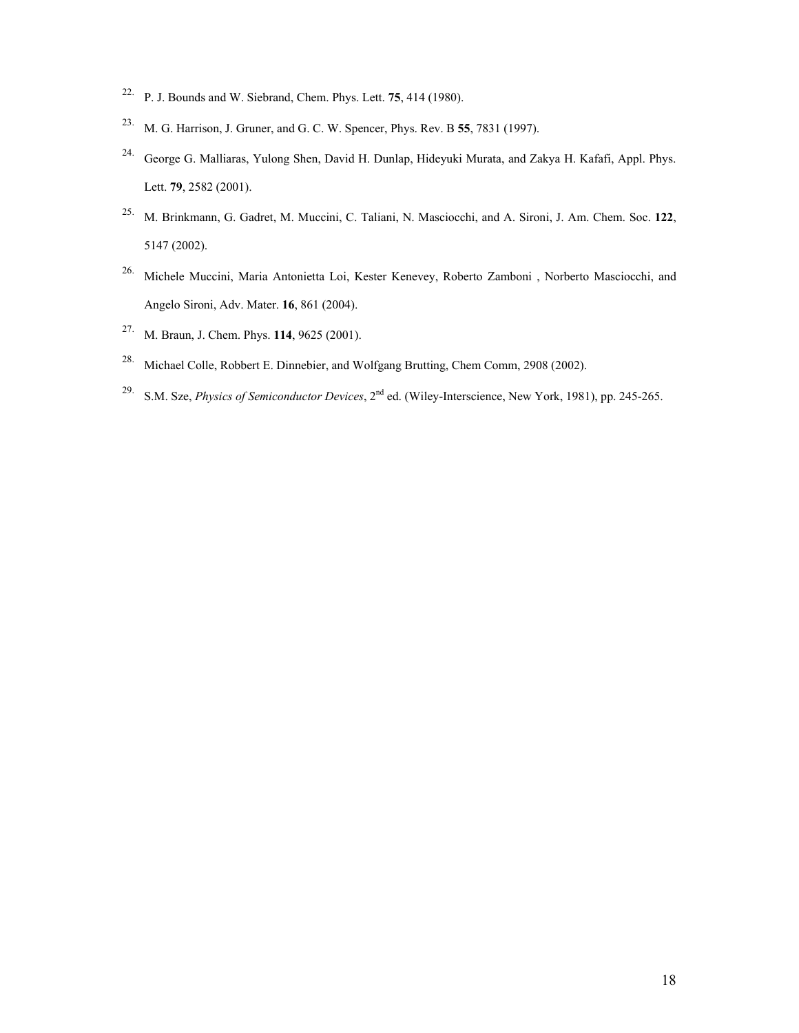22. P. J. Bounds and W. Siebrand, Chem. Phys. Lett. **75**, 414 (1980).

23. M. G. Harrison, J. Gruner, and G. C. W. Spencer, Phys. Rev. B **55**, 7831 (1997).

24. George G. Malliaras, Yulong Shen, David H. Dunlap, Hideyuki Murata, and Zakya H. Kafafi, Appl. Phys. Lett. **79**, 2582 (2001).

25. M. Brinkmann, G. Gadret, M. Muccini, C. Taliani, N. Masciocchi, and A. Sironi, J. Am. Chem. Soc. **122**, 5147 (2002).

26. Michele Muccini, Maria Antonietta Loi, Kester Kenevey, Roberto Zamboni , Norberto Masciocchi, and Angelo Sironi, Adv. Mater. **16**, 861 (2004).

27. M. Braun, J. Chem. Phys. **114**, 9625 (2001).

28. Michael Colle, Robbert E. Dinnebier, and Wolfgang Brutting, Chem Comm, 2908 (2002).

29. S.M. Sze, *Physics of Semiconductor Devices*, 2nd ed. (Wiley-Interscience, New York, 1981), pp. 245-265.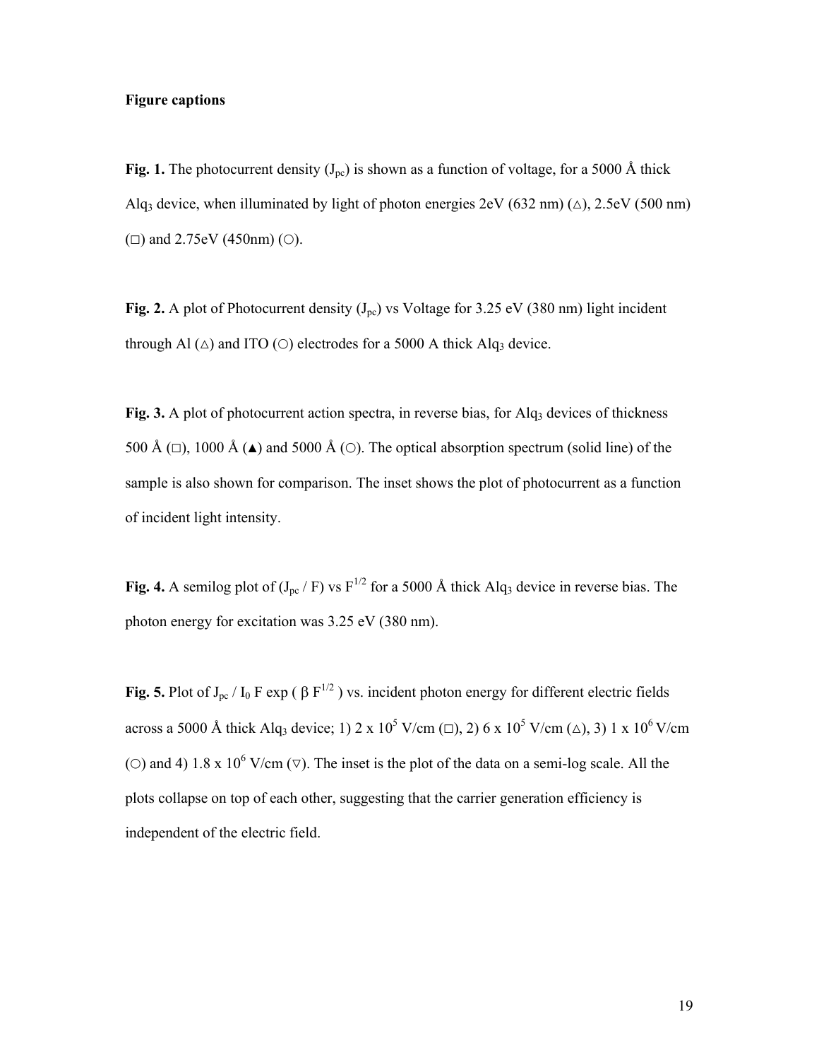**Figure captions**

**Fig. 1.** The photocurrent density ($J_{pc}$) is shown as a function of voltage, for a 5000 Å thick $Alq_3$ device, when illuminated by light of photon energies 2eV (632 nm) (△), 2.5eV (500 nm) (□) and 2.75eV (450nm) (○).

**Fig. 2.** A plot of Photocurrent density ($J_{pc}$) vs Voltage for 3.25 eV (380 nm) light incident through Al (△) and ITO (○) electrodes for a 5000 A thick $Alq_3$ device.

**Fig. 3.** A plot of photocurrent action spectra, in reverse bias, for $Alq_3$ devices of thickness 500 Å (□), 1000 Å (▲) and 5000 Å (○). The optical absorption spectrum (solid line) of the sample is also shown for comparison. The inset shows the plot of photocurrent as a function of incident light intensity.

**Fig. 4.** A semilog plot of ($J_{pc}$ / F) vs $F^{1/2}$ for a 5000 Å thick $Alq_3$ device in reverse bias. The photon energy for excitation was 3.25 eV (380 nm).

**Fig. 5.** Plot of $J_{pc} / I_0 F \exp(\beta F^{1/2})$ vs. incident photon energy for different electric fields across a 5000 Å thick $Alq_3$ device; 1) 2 x $10^5$ V/cm (□), 2) 6 x $10^5$ V/cm (△), 3) 1 x $10^6$ V/cm (○) and 4) 1.8 x $10^6$ V/cm (▽). The inset is the plot of the data on a semi-log scale. All the plots collapse on top of each other, suggesting that the carrier generation efficiency is independent of the electric field.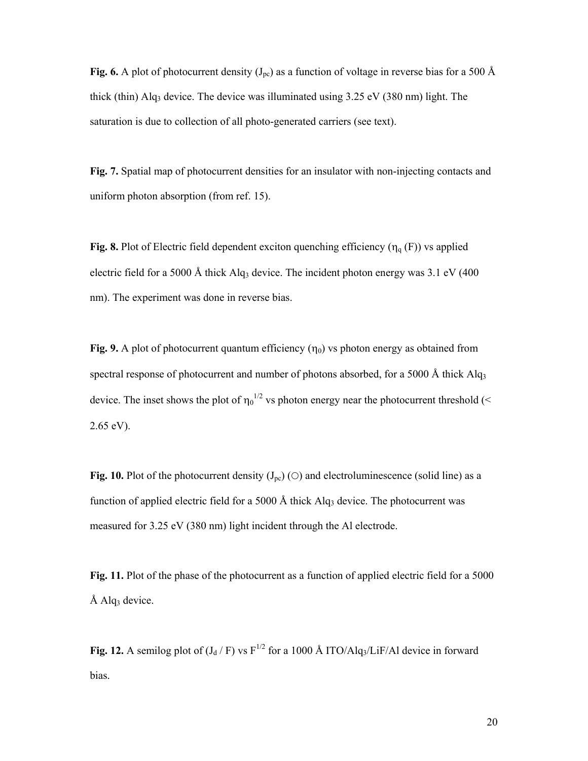**Fig. 6.** A plot of photocurrent density ($J_{pc}$) as a function of voltage in reverse bias for a 500 Å thick (thin) $Alq_3$ device. The device was illuminated using 3.25 eV (380 nm) light. The saturation is due to collection of all photo-generated carriers (see text).

**Fig. 7.** Spatial map of photocurrent densities for an insulator with non-injecting contacts and uniform photon absorption (from ref. 15).

**Fig. 8.** Plot of Electric field dependent exciton quenching efficiency ($\eta_q$ (F)) vs applied electric field for a 5000 Å thick $Alq_3$ device. The incident photon energy was 3.1 eV (400 nm). The experiment was done in reverse bias.

**Fig. 9.** A plot of photocurrent quantum efficiency ($\eta_0$) vs photon energy as obtained from spectral response of photocurrent and number of photons absorbed, for a 5000 Å thick $Alq_3$ device. The inset shows the plot of $\eta_0^{1/2}$ vs photon energy near the photocurrent threshold (< 2.65 eV).

**Fig. 10.** Plot of the photocurrent density ($J_{pc}$) (○) and electroluminescence (solid line) as a function of applied electric field for a 5000 Å thick $Alq_3$ device. The photocurrent was measured for 3.25 eV (380 nm) light incident through the Al electrode.

**Fig. 11.** Plot of the phase of the photocurrent as a function of applied electric field for a 5000 Å $Alq_3$ device.

**Fig. 12.** A semilog plot of ($J_d$ / F) vs $F^{1/2}$ for a 1000 Å ITO/$Alq_3$/LiF/Al device in forward bias.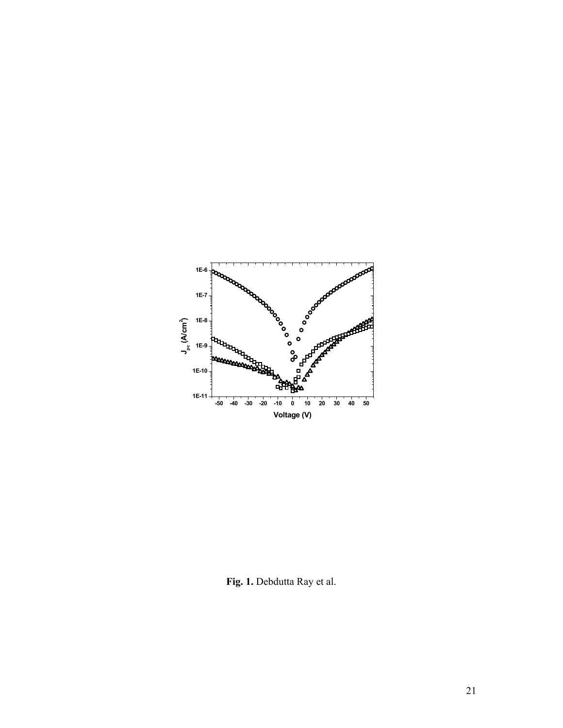**Fig. 1.** Debdutta Ray et al.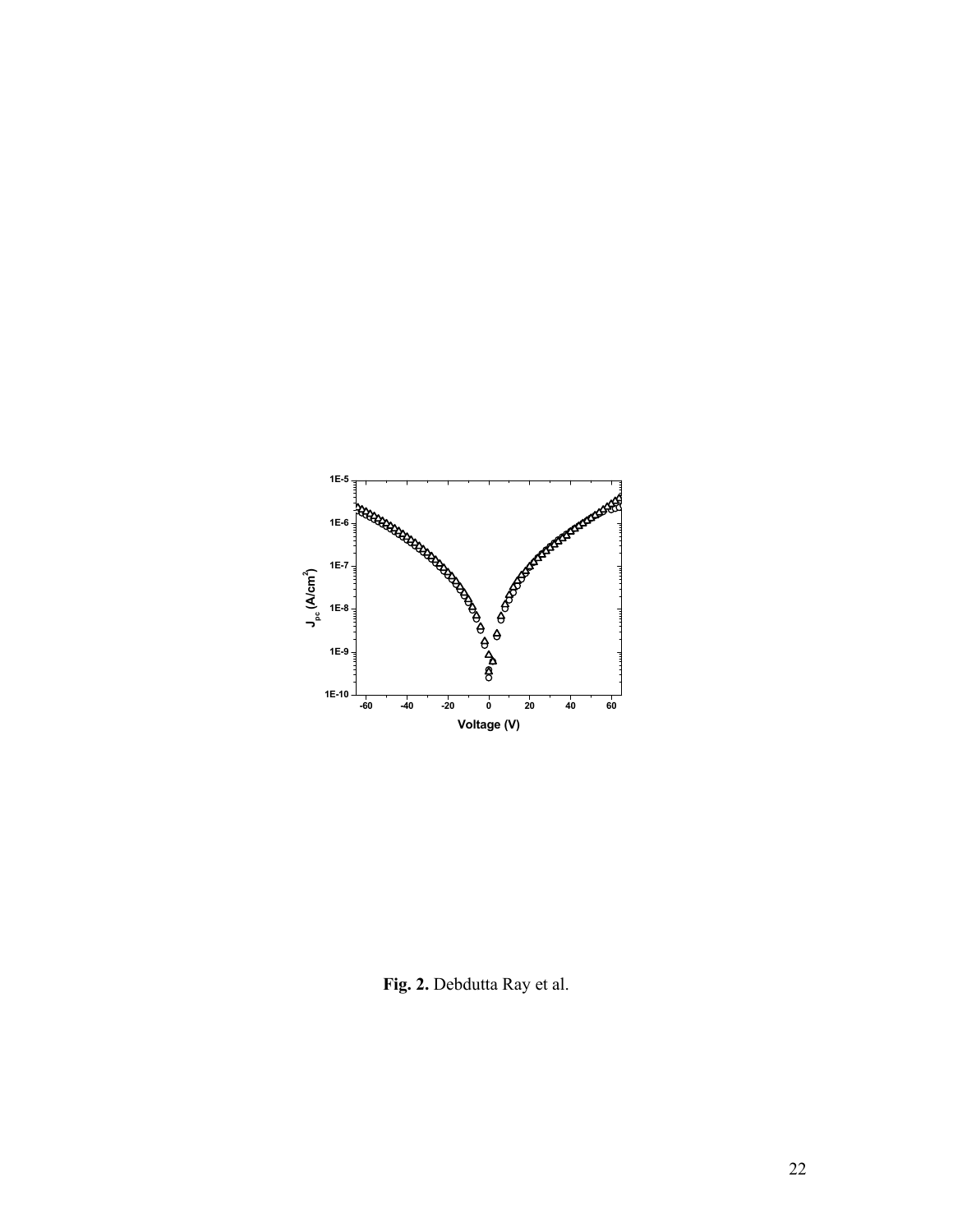**Fig. 2.** Debdutta Ray et al.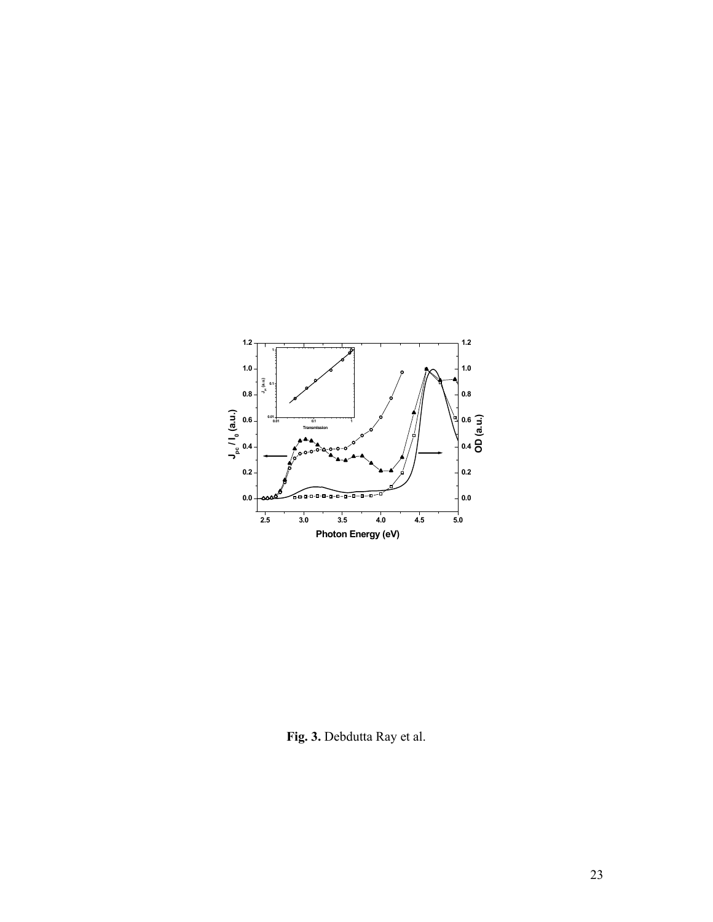**Fig. 3.** Debdutta Ray et al.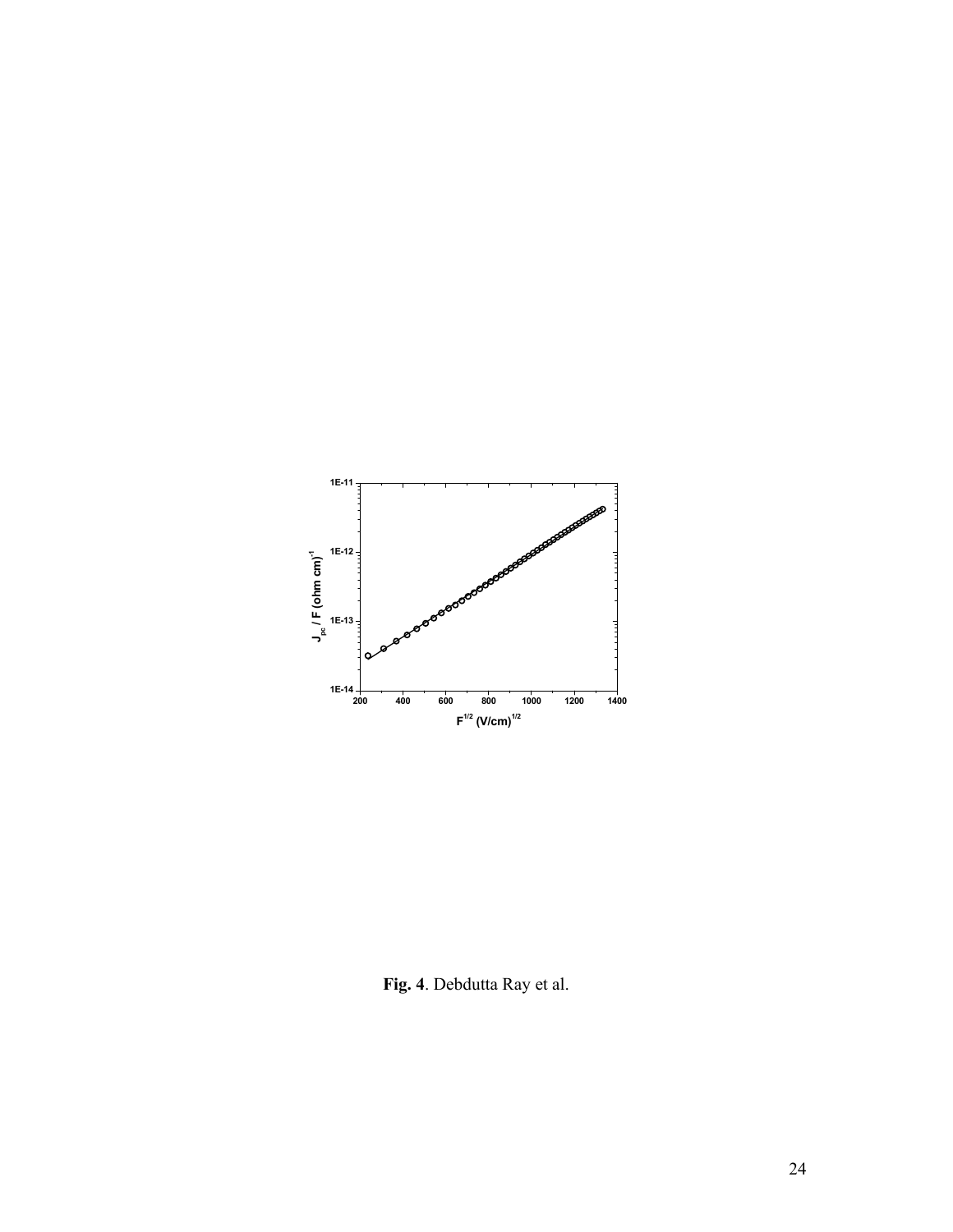**Fig. 4**. Debdutta Ray et al.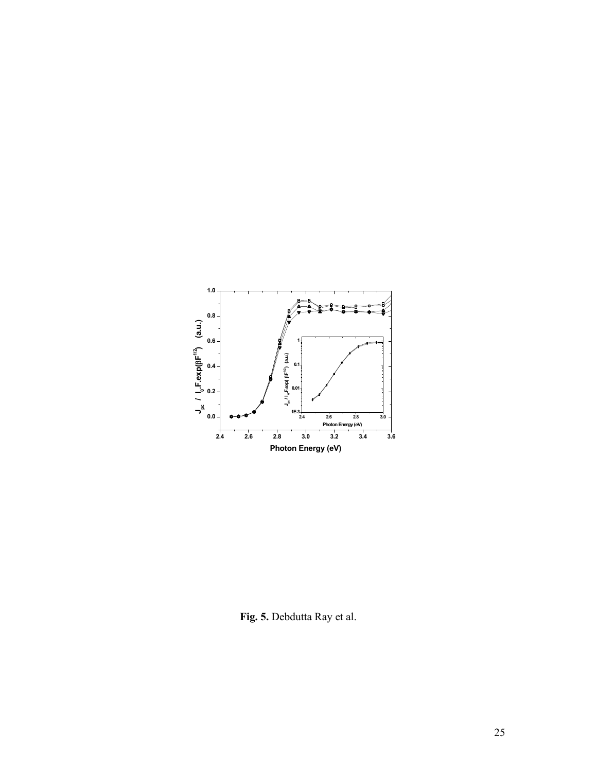**Fig. 5.** Debdutta Ray et al.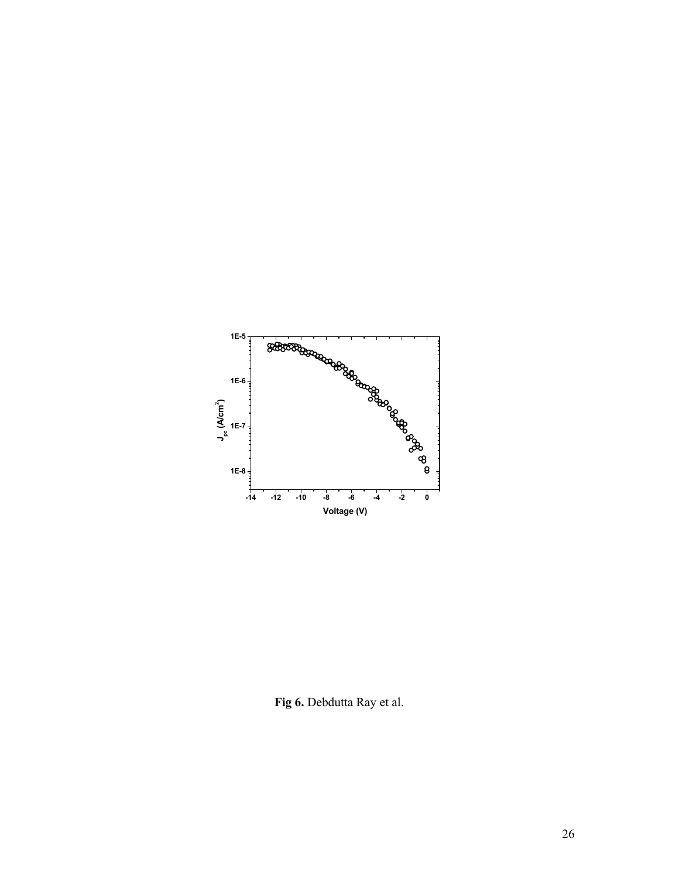**Fig 6.** Debdutta Ray et al.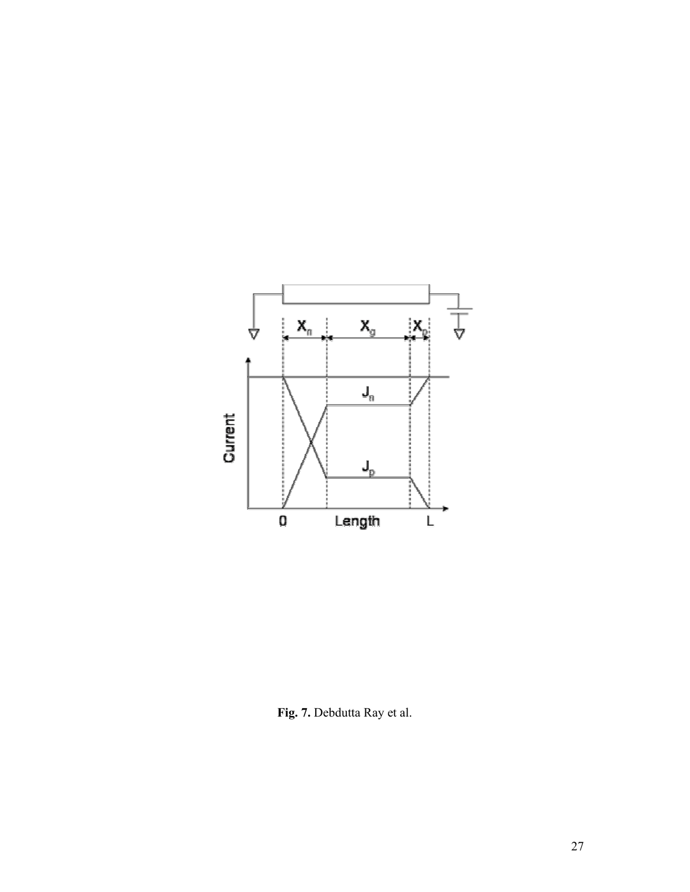**Fig. 7.** Debdutta Ray et al.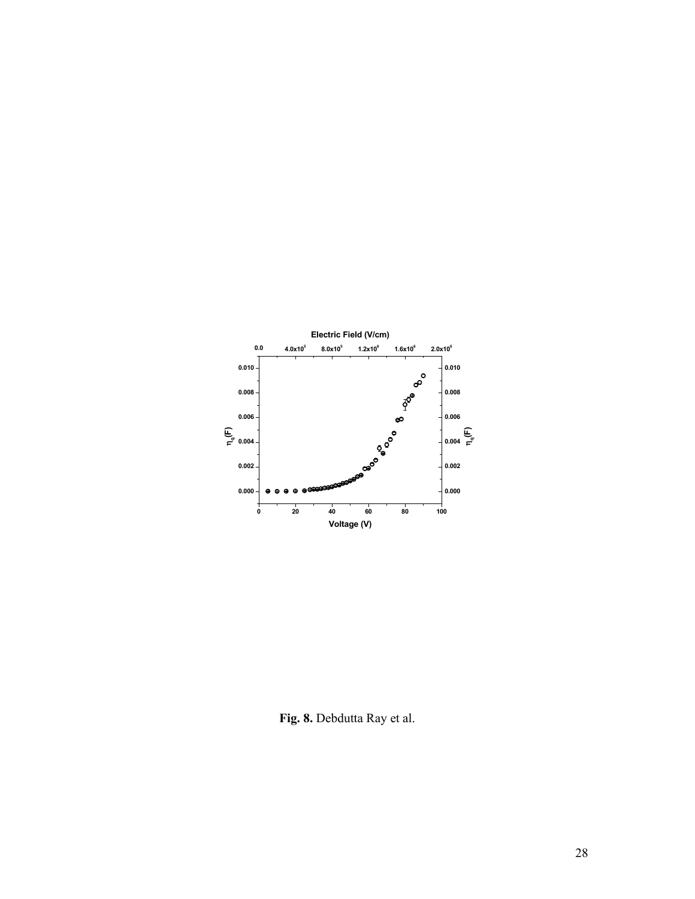**Fig. 8.** Debdutta Ray et al.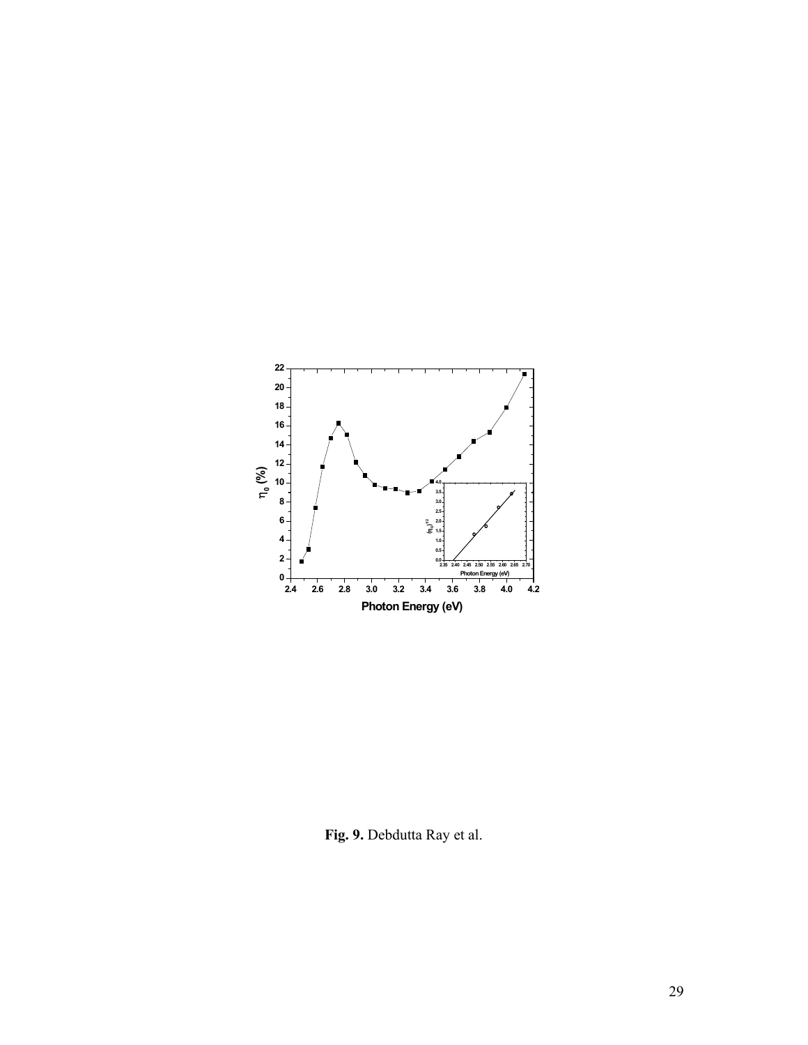**Fig. 9.** Debdutta Ray et al.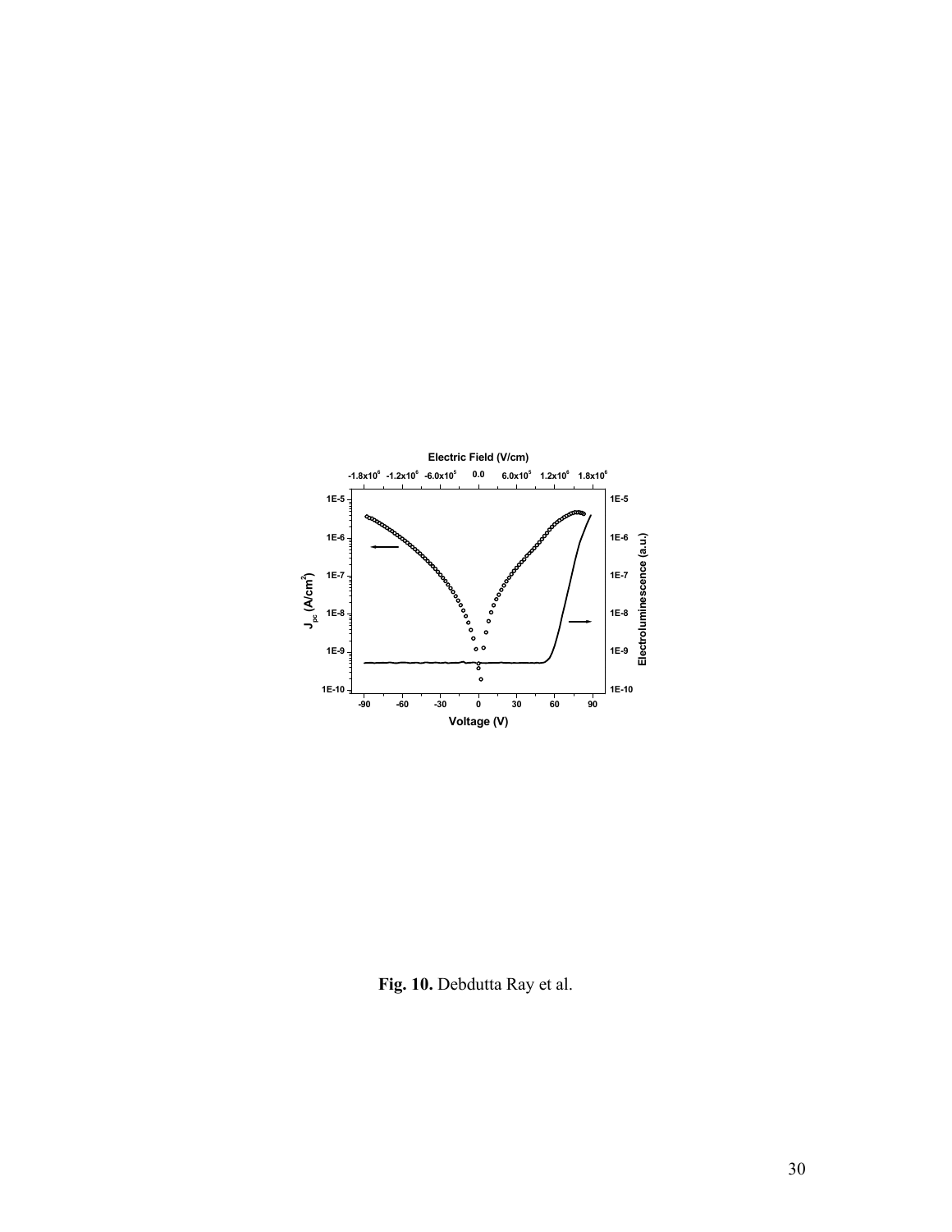**Fig. 10.** Debdutta Ray et al.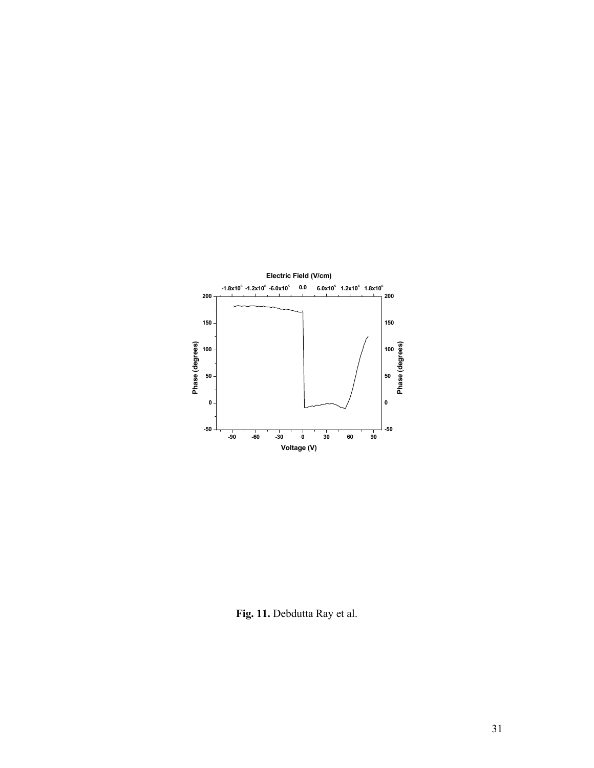**Fig. 11.** Debdutta Ray et al.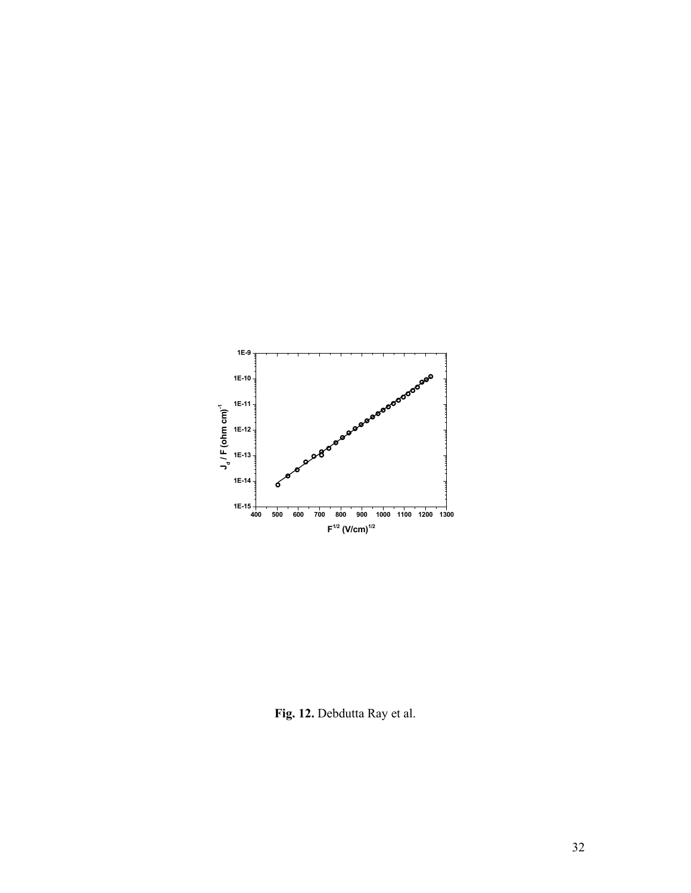1E-9

1E-10

1E-11

1E-12

1E-13

1E-14

1E-15

400 500 600 700 800 900 1000 1100 1200 1300

$J_d$ / F (ohm cm)$^{-1}$

$F^{1/2}$ (V/cm)$^{1/2}$

**Fig. 12.** Debdutta Ray et al.